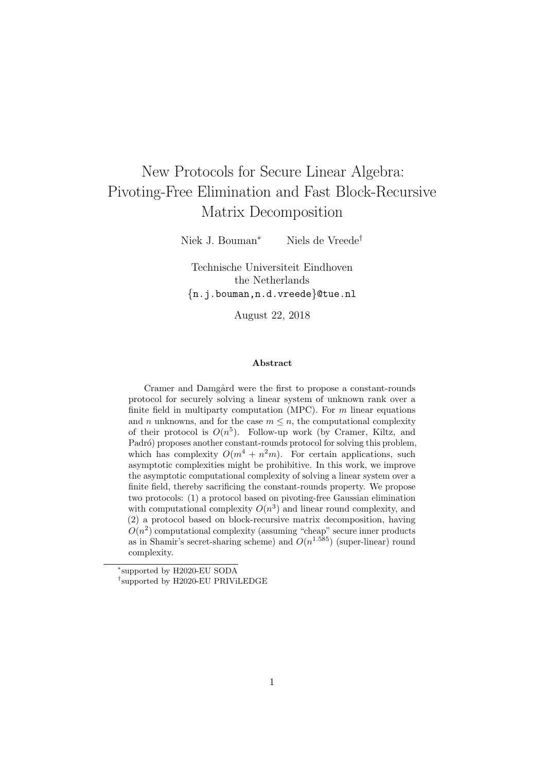# New Protocols for Secure Linear Algebra: Pivoting-Free Elimination and Fast Block-Recursive Matrix Decomposition

Niek J. Bouman[*] Niels de Vreede[†]

Technische Universiteit Eindhoven
the Netherlands
{n.j.bouman,n.d.vreede}@tue.nl

August 22, 2018

**Abstract**

Cramer and Damgård were the first to propose a constant-rounds protocol for securely solving a linear system of unknown rank over a finite field in multiparty computation (MPC). For $m$ linear equations and $n$ unknowns, and for the case $m \leq n$, the computational complexity of their protocol is $O(n^5)$. Follow-up work (by Cramer, Kiltz, and Padró) proposes another constant-rounds protocol for solving this problem, which has complexity $O(m^4 + n^2m)$. For certain applications, such asymptotic complexities might be prohibitive. In this work, we improve the asymptotic computational complexity of solving a linear system over a finite field, thereby sacrificing the constant-rounds property. We propose two protocols: (1) a protocol based on pivoting-free Gaussian elimination with computational complexity $O(n^3)$ and linear round complexity, and (2) a protocol based on block-recursive matrix decomposition, having $O(n^2)$ computational complexity (assuming "cheap" secure inner products as in Shamir's secret-sharing scheme) and $O(n^{1.585})$ (super-linear) round complexity.

[*]supported by H2020-EU SODA

[†]supported by H2020-EU PRIViLEDGE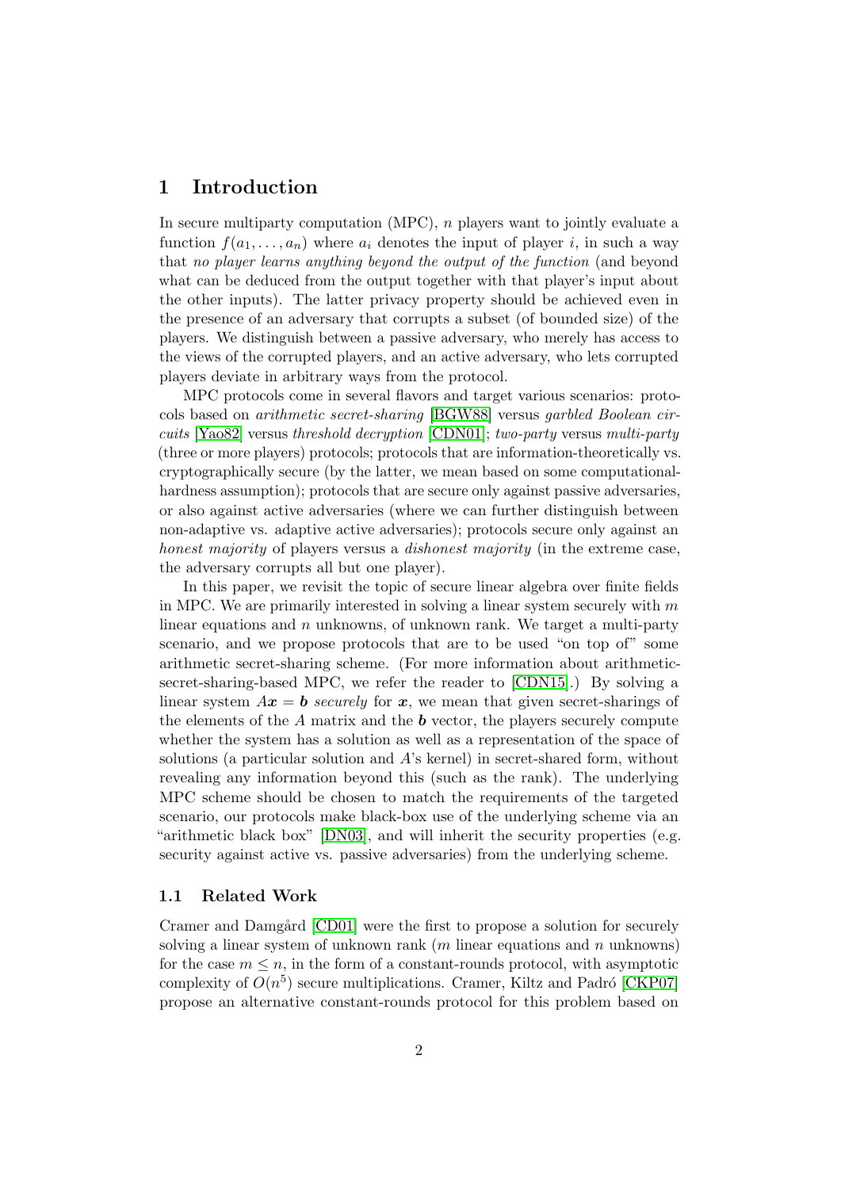# 1 Introduction

In secure multiparty computation (MPC), $n$ players want to jointly evaluate a function $f(a_1, \ldots, a_n)$ where $a_i$ denotes the input of player $i$, in such a way that *no player learns anything beyond the output of the function* (and beyond what can be deduced from the output together with that player's input about the other inputs). The latter privacy property should be achieved even in the presence of an adversary that corrupts a subset (of bounded size) of the players. We distinguish between a passive adversary, who merely has access to the views of the corrupted players, and an active adversary, who lets corrupted players deviate in arbitrary ways from the protocol.

MPC protocols come in several flavors and target various scenarios: protocols based on *arithmetic secret-sharing* [BGW88] versus *garbled Boolean circuits* [Yao82] versus *threshold decryption* [CDN01]; *two-party* versus *multi-party* (three or more players) protocols; protocols that are information-theoretically vs. cryptographically secure (by the latter, we mean based on some computational-hardness assumption); protocols that are secure only against passive adversaries, or also against active adversaries (where we can further distinguish between non-adaptive vs. adaptive active adversaries); protocols secure only against an *honest majority* of players versus a *dishonest majority* (in the extreme case, the adversary corrupts all but one player).

In this paper, we revisit the topic of secure linear algebra over finite fields in MPC. We are primarily interested in solving a linear system securely with $m$ linear equations and $n$ unknowns, of unknown rank. We target a multi-party scenario, and we propose protocols that are to be used "on top of" some arithmetic secret-sharing scheme. (For more information about arithmetic-secret-sharing-based MPC, we refer the reader to [CDN15].) By solving a linear system $A\boldsymbol{x} = \boldsymbol{b}$ *securely* for $\boldsymbol{x}$, we mean that given secret-sharings of the elements of the $A$ matrix and the $\boldsymbol{b}$ vector, the players securely compute whether the system has a solution as well as a representation of the space of solutions (a particular solution and $A$'s kernel) in secret-shared form, without revealing any information beyond this (such as the rank). The underlying MPC scheme should be chosen to match the requirements of the targeted scenario, our protocols make black-box use of the underlying scheme via an "arithmetic black box" [DN03], and will inherit the security properties (e.g. security against active vs. passive adversaries) from the underlying scheme.

## 1.1 Related Work

Cramer and Damgård [CD01] were the first to propose a solution for securely solving a linear system of unknown rank ($m$ linear equations and $n$ unknowns) for the case $m \leq n$, in the form of a constant-rounds protocol, with asymptotic complexity of $O(n^5)$ secure multiplications. Cramer, Kiltz and Padró [CKP07] propose an alternative constant-rounds protocol for this problem based on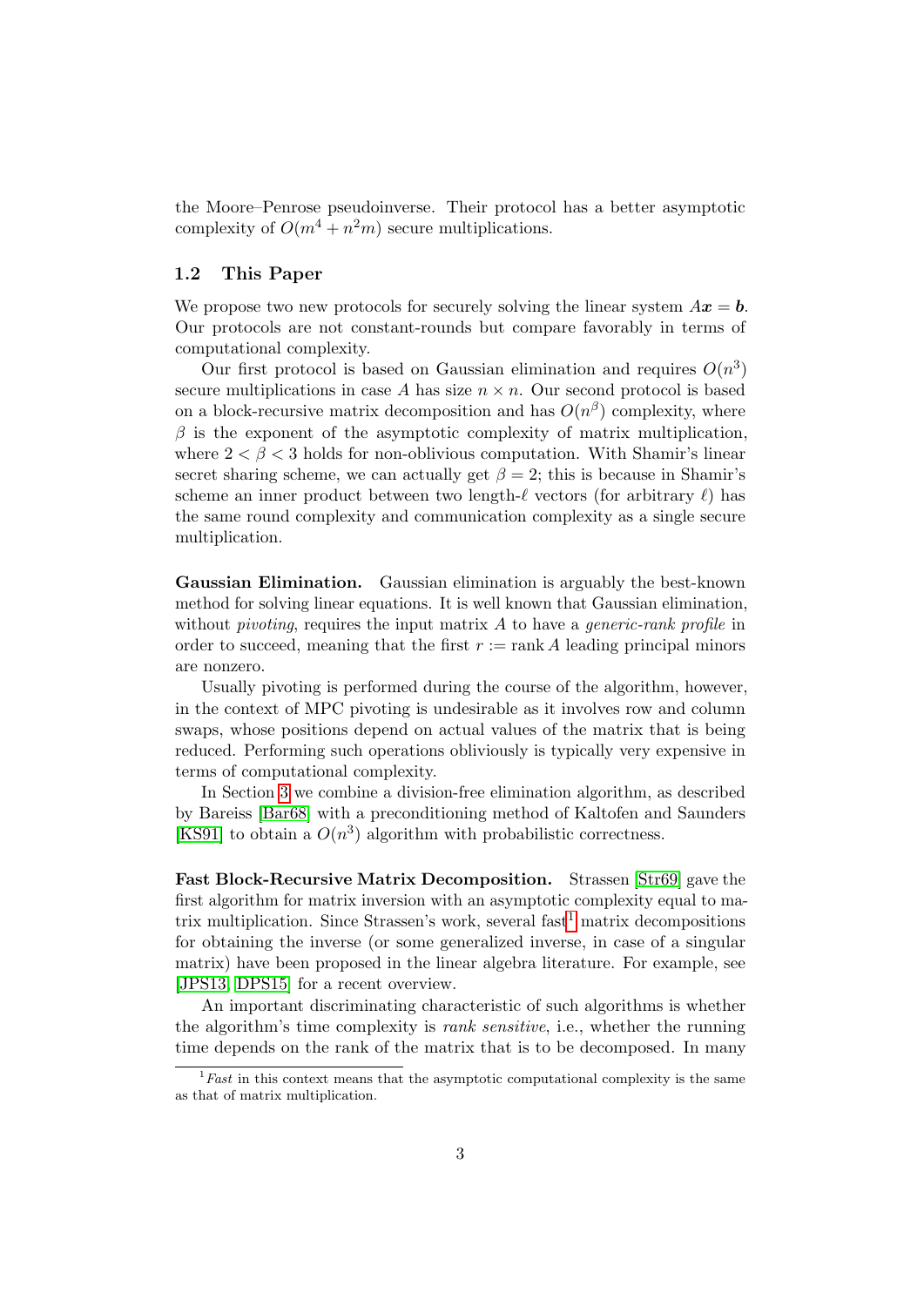the Moore–Penrose pseudoinverse. Their protocol has a better asymptotic complexity of $O(m^4 + n^2m)$ secure multiplications.

### 1.2 This Paper

We propose two new protocols for securely solving the linear system $A\boldsymbol{x} = \boldsymbol{b}$. Our protocols are not constant-rounds but compare favorably in terms of computational complexity.

Our first protocol is based on Gaussian elimination and requires $O(n^3)$ secure multiplications in case $A$ has size $n \times n$. Our second protocol is based on a block-recursive matrix decomposition and has $O(n^\beta)$ complexity, where $\beta$ is the exponent of the asymptotic complexity of matrix multiplication, where $2 < \beta < 3$ holds for non-oblivious computation. With Shamir's linear secret sharing scheme, we can actually get $\beta = 2$; this is because in Shamir's scheme an inner product between two length-$\ell$ vectors (for arbitrary $\ell$) has the same round complexity and communication complexity as a single secure multiplication.

**Gaussian Elimination.** Gaussian elimination is arguably the best-known method for solving linear equations. It is well known that Gaussian elimination, without *pivoting*, requires the input matrix $A$ to have a *generic-rank profile* in order to succeed, meaning that the first $r := \operatorname{rank} A$ leading principal minors are nonzero.

Usually pivoting is performed during the course of the algorithm, however, in the context of MPC pivoting is undesirable as it involves row and column swaps, whose positions depend on actual values of the matrix that is being reduced. Performing such operations obliviously is typically very expensive in terms of computational complexity.

In Section 3 we combine a division-free elimination algorithm, as described by Bareiss [Bar68] with a preconditioning method of Kaltofen and Saunders [KS91] to obtain a $O(n^3)$ algorithm with probabilistic correctness.

**Fast Block-Recursive Matrix Decomposition.** Strassen [Str69] gave the first algorithm for matrix inversion with an asymptotic complexity equal to matrix multiplication. Since Strassen's work, several fast[1] matrix decompositions for obtaining the inverse (or some generalized inverse, in case of a singular matrix) have been proposed in the linear algebra literature. For example, see [JPS13, DPS15] for a recent overview.

An important discriminating characteristic of such algorithms is whether the algorithm's time complexity is *rank sensitive*, i.e., whether the running time depends on the rank of the matrix that is to be decomposed. In many

[1] *Fast* in this context means that the asymptotic computational complexity is the same as that of matrix multiplication.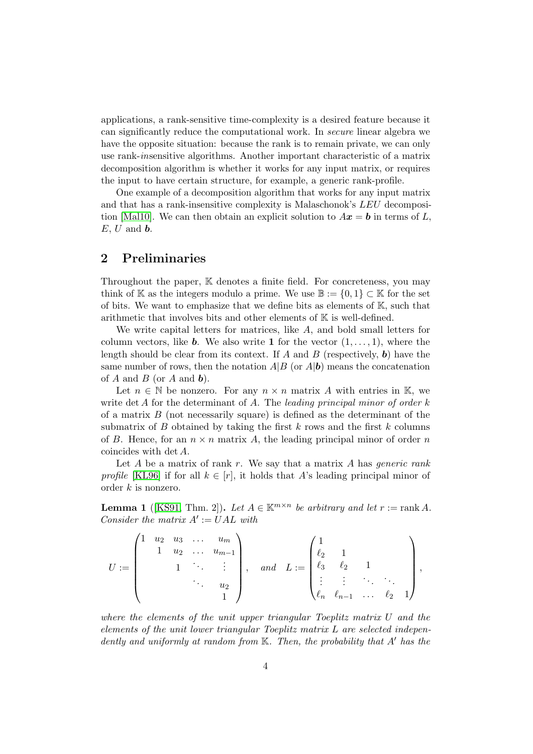applications, a rank-sensitive time-complexity is a desired feature because it can significantly reduce the computational work. In *secure* linear algebra we have the opposite situation: because the rank is to remain private, we can only use rank-*in*sensitive algorithms. Another important characteristic of a matrix decomposition algorithm is whether it works for any input matrix, or requires the input to have certain structure, for example, a generic rank-profile.

One example of a decomposition algorithm that works for any input matrix and that has a rank-insensitive complexity is Malaschonok's *LEU* decomposition [Mal10]. We can then obtain an explicit solution to $A\boldsymbol{x} = \boldsymbol{b}$ in terms of $L$, $E$, $U$ and $\boldsymbol{b}$.

## 2 Preliminaries

Throughout the paper, $\mathbb{K}$ denotes a finite field. For concreteness, you may think of $\mathbb{K}$ as the integers modulo a prime. We use $\mathbb{B} := \{0, 1\} \subset \mathbb{K}$ for the set of bits. We want to emphasize that we define bits as elements of $\mathbb{K}$, such that arithmetic that involves bits and other elements of $\mathbb{K}$ is well-defined.

We write capital letters for matrices, like $A$, and bold small letters for column vectors, like $\boldsymbol{b}$. We also write $\mathbf{1}$ for the vector $(1, \dots, 1)$, where the length should be clear from its context. If $A$ and $B$ (respectively, $\boldsymbol{b}$) have the same number of rows, then the notation $A|B$ (or $A|\boldsymbol{b}$) means the concatenation of $A$ and $B$ (or $A$ and $\boldsymbol{b}$).

Let $n \in \mathbb{N}$ be nonzero. For any $n \times n$ matrix $A$ with entries in $\mathbb{K}$, we write $\det A$ for the determinant of $A$. The *leading principal minor of order $k$* of a matrix $B$ (not necessarily square) is defined as the determinant of the submatrix of $B$ obtained by taking the first $k$ rows and the first $k$ columns of $B$. Hence, for an $n \times n$ matrix $A$, the leading principal minor of order $n$ coincides with $\det A$.

Let $A$ be a matrix of rank $r$. We say that a matrix $A$ has *generic rank profile* [KL96] if for all $k \in [r]$, it holds that $A$'s leading principal minor of order $k$ is nonzero.

**Lemma 1** ([KS91, Thm. 2]). *Let $A \in \mathbb{K}^{m \times n}$ be arbitrary and let $r := \operatorname{rank} A$. Consider the matrix $A' := UAL$ with*

$$U := \begin{pmatrix} 1 & u_2 & u_3 & \dots & u_m \\ & 1 & u_2 & \dots & u_{m-1} \\ & & 1 & \ddots & \vdots \\ & & & \ddots & u_2 \\ & & & & 1 \end{pmatrix}, \quad \text{and} \quad L := \begin{pmatrix} 1 & & & & \\ \ell_2 & 1 & & & \\ \ell_3 & \ell_2 & 1 & & \\ \vdots & \vdots & \ddots & \ddots & \\ \ell_n & \ell_{n-1} & \dots & \ell_2 & 1 \end{pmatrix},$$

*where the elements of the unit upper triangular Toeplitz matrix $U$ and the elements of the unit lower triangular Toeplitz matrix $L$ are selected independently and uniformly at random from $\mathbb{K}$. Then, the probability that $A'$ has the*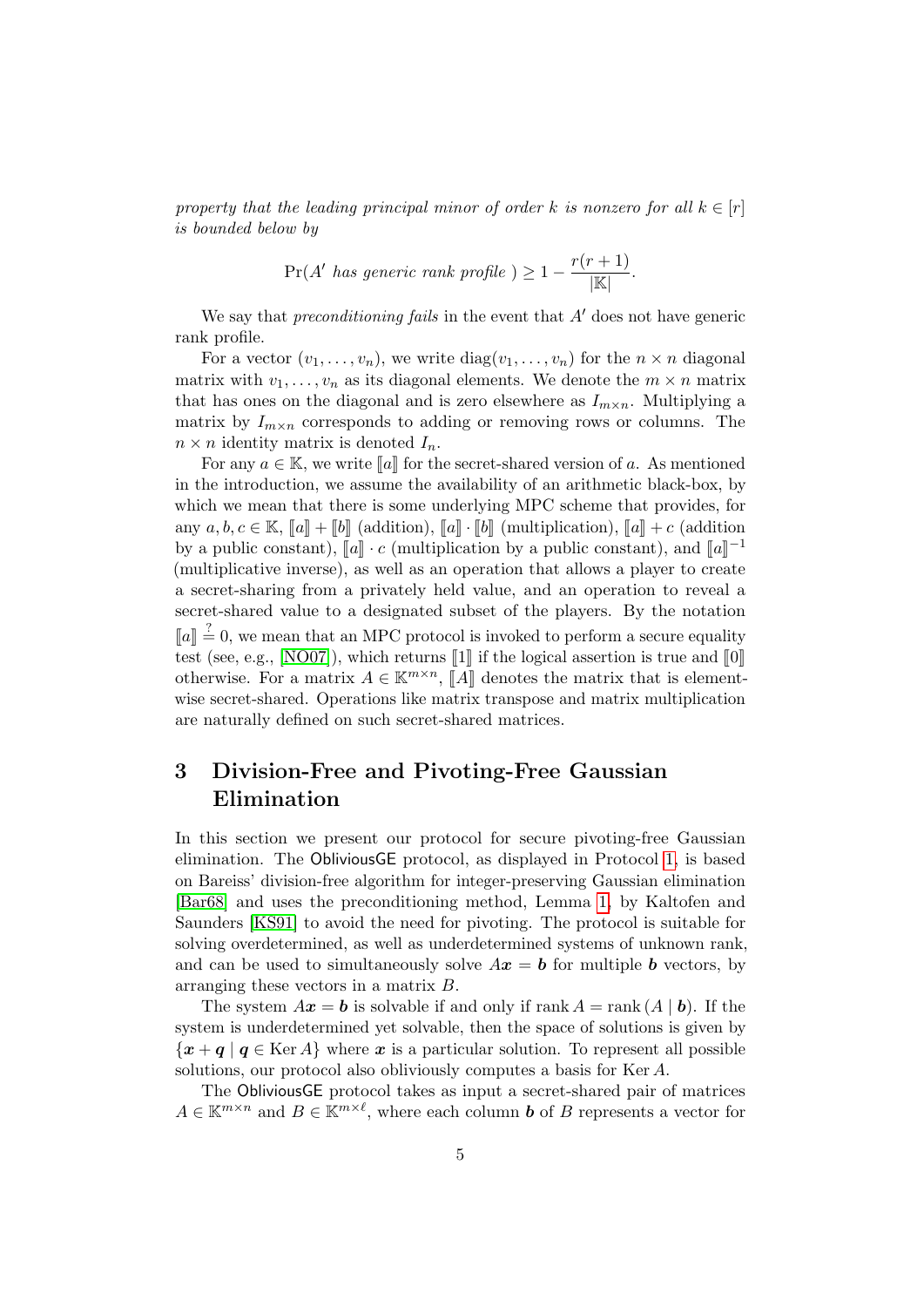*property that the leading principal minor of order $k$ is nonzero for all $k \in [r]$ is bounded below by*

$$\Pr(A' \text{ has generic rank profile }) \geq 1 - \frac{r(r+1)}{|\mathbb{K}|}.$$

We say that *preconditioning fails* in the event that $A'$ does not have generic rank profile.

For a vector $(v_1, \ldots, v_n)$, we write $\operatorname{diag}(v_1, \ldots, v_n)$ for the $n \times n$ diagonal matrix with $v_1, \ldots, v_n$ as its diagonal elements. We denote the $m \times n$ matrix that has ones on the diagonal and is zero elsewhere as $I_{m \times n}$. Multiplying a matrix by $I_{m \times n}$ corresponds to adding or removing rows or columns. The $n \times n$ identity matrix is denoted $I_n$.

For any $a \in \mathbb{K}$, we write $[\![a]\!]$ for the secret-shared version of $a$. As mentioned in the introduction, we assume the availability of an arithmetic black-box, by which we mean that there is some underlying MPC scheme that provides, for any $a, b, c \in \mathbb{K}$, $[\![a]\!] + [\![b]\!]$ (addition), $[\![a]\!] \cdot [\![b]\!]$ (multiplication), $[\![a]\!] + c$ (addition by a public constant), $[\![a]\!] \cdot c$ (multiplication by a public constant), and $[\![a]\!]^{-1}$ (multiplicative inverse), as well as an operation that allows a player to create a secret-sharing from a privately held value, and an operation to reveal a secret-shared value to a designated subset of the players. By the notation $[\![a]\!] \stackrel{?}{=} 0$, we mean that an MPC protocol is invoked to perform a secure equality test (see, e.g., [NO07]), which returns $[\![1]\!]$ if the logical assertion is true and $[\![0]\!]$ otherwise. For a matrix $A \in \mathbb{K}^{m \times n}$, $[\![A]\!]$ denotes the matrix that is element-wise secret-shared. Operations like matrix transpose and matrix multiplication are naturally defined on such secret-shared matrices.

# 3 Division-Free and Pivoting-Free Gaussian Elimination

In this section we present our protocol for secure pivoting-free Gaussian elimination. The ObliviousGE protocol, as displayed in Protocol 1, is based on Bareiss' division-free algorithm for integer-preserving Gaussian elimination [Bar68] and uses the preconditioning method, Lemma 1, by Kaltofen and Saunders [KS91] to avoid the need for pivoting. The protocol is suitable for solving overdetermined, as well as underdetermined systems of unknown rank, and can be used to simultaneously solve $A\boldsymbol{x} = \boldsymbol{b}$ for multiple $\boldsymbol{b}$ vectors, by arranging these vectors in a matrix $B$.

The system $A\boldsymbol{x} = \boldsymbol{b}$ is solvable if and only if $\operatorname{rank} A = \operatorname{rank}(A \mid \boldsymbol{b})$. If the system is underdetermined yet solvable, then the space of solutions is given by $\{\boldsymbol{x} + \boldsymbol{q} \mid \boldsymbol{q} \in \operatorname{Ker} A\}$ where $\boldsymbol{x}$ is a particular solution. To represent all possible solutions, our protocol also obliviously computes a basis for $\operatorname{Ker} A$.

The ObliviousGE protocol takes as input a secret-shared pair of matrices $A \in \mathbb{K}^{m \times n}$ and $B \in \mathbb{K}^{m \times \ell}$, where each column $\boldsymbol{b}$ of $B$ represents a vector for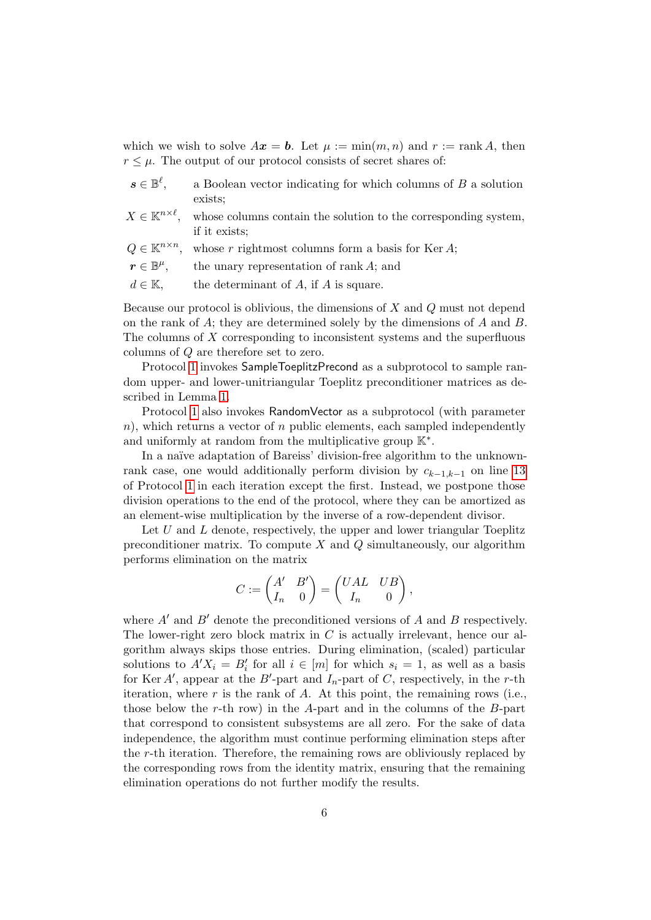which we wish to solve $A\boldsymbol{x} = \boldsymbol{b}$. Let $\mu := \min(m, n)$ and $r := \operatorname{rank} A$, then $r \leq \mu$. The output of our protocol consists of secret shares of:

- $\boldsymbol{s} \in \mathbb{B}^\ell$, a Boolean vector indicating for which columns of $B$ a solution exists;
- $X \in \mathbb{K}^{n \times \ell}$, whose columns contain the solution to the corresponding system, if it exists;
- $Q \in \mathbb{K}^{n \times n}$, whose $r$ rightmost columns form a basis for $\operatorname{Ker} A$;
- $\boldsymbol{r} \in \mathbb{B}^\mu$, the unary representation of $\operatorname{rank} A$; and
- $d \in \mathbb{K}$, the determinant of $A$, if $A$ is square.

Because our protocol is oblivious, the dimensions of $X$ and $Q$ must not depend on the rank of $A$; they are determined solely by the dimensions of $A$ and $B$. The columns of $X$ corresponding to inconsistent systems and the superfluous columns of $Q$ are therefore set to zero.

Protocol 1 invokes SampleToeplitzPrecond as a subprotocol to sample random upper- and lower-unitriangular Toeplitz preconditioner matrices as described in Lemma 1.

Protocol 1 also invokes RandomVector as a subprotocol (with parameter $n$), which returns a vector of $n$ public elements, each sampled independently and uniformly at random from the multiplicative group $\mathbb{K}^*$.

In a naïve adaptation of Bareiss' division-free algorithm to the unknown-rank case, one would additionally perform division by $c_{k-1,k-1}$ on line 13 of Protocol 1 in each iteration except the first. Instead, we postpone those division operations to the end of the protocol, where they can be amortized as an element-wise multiplication by the inverse of a row-dependent divisor.

Let $U$ and $L$ denote, respectively, the upper and lower triangular Toeplitz preconditioner matrix. To compute $X$ and $Q$ simultaneously, our algorithm performs elimination on the matrix

$$C := \begin{pmatrix} A' & B' \\ I_n & 0 \end{pmatrix} = \begin{pmatrix} UAL & UB \\ I_n & 0 \end{pmatrix},$$

where $A'$ and $B'$ denote the preconditioned versions of $A$ and $B$ respectively. The lower-right zero block matrix in $C$ is actually irrelevant, hence our algorithm always skips those entries. During elimination, (scaled) particular solutions to $A'X_i = B'_i$ for all $i \in [m]$ for which $s_i = 1$, as well as a basis for $\operatorname{Ker} A'$, appear at the $B'$-part and $I_n$-part of $C$, respectively, in the $r$-th iteration, where $r$ is the rank of $A$. At this point, the remaining rows (i.e., those below the $r$-th row) in the $A$-part and in the columns of the $B$-part that correspond to consistent subsystems are all zero. For the sake of data independence, the algorithm must continue performing elimination steps after the $r$-th iteration. Therefore, the remaining rows are obliviously replaced by the corresponding rows from the identity matrix, ensuring that the remaining elimination operations do not further modify the results.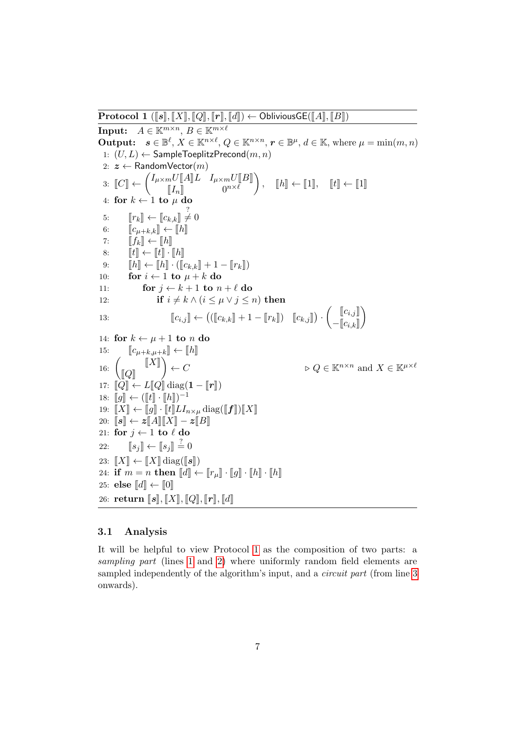**Protocol 1** $(\llbracket \boldsymbol{s} \rrbracket, \llbracket X \rrbracket, \llbracket Q \rrbracket, \llbracket \boldsymbol{r} \rrbracket, \llbracket d \rrbracket) \leftarrow \mathsf{ObliviousGE}(\llbracket A \rrbracket, \llbracket B \rrbracket)$

**Input:** $A \in \mathbb{K}^{m \times n}$, $B \in \mathbb{K}^{m \times \ell}$

**Output:** $\boldsymbol{s} \in \mathbb{B}^{\ell}$, $X \in \mathbb{K}^{n \times \ell}$, $Q \in \mathbb{K}^{n \times n}$, $\boldsymbol{r} \in \mathbb{B}^{\mu}$, $d \in \mathbb{K}$, where $\mu = \min(m, n)$

```
1: (U, L) ← SampleToeplitzPrecond(m, n)
2: z ← RandomVector(m)
3: ⟦C⟧ ← ( I_{μ×m} U⟦A⟧L   I_{μ×m} U⟦B⟧ ;  ⟦I_n⟧   0^{n×ℓ} ),   ⟦h⟧ ← ⟦1⟧,   ⟦t⟧ ← ⟦1⟧
4: for k ← 1 to μ do
5:     ⟦r_k⟧ ← ⟦c_{k,k}⟧ ≠? 0
6:     ⟦c_{μ+k,k}⟧ ← ⟦h⟧
7:     ⟦f_k⟧ ← ⟦h⟧
8:     ⟦t⟧ ← ⟦t⟧ · ⟦h⟧
9:     ⟦h⟧ ← ⟦h⟧ · (⟦c_{k,k}⟧ + 1 − ⟦r_k⟧)
10:    for i ← 1 to μ + k do
11:        for j ← k + 1 to n + ℓ do
12:            if i ≠ k ∧ (i ≤ μ ∨ j ≤ n) then
13:                ⟦c_{i,j}⟧ ← ((⟦c_{k,k}⟧ + 1 − ⟦r_k⟧)   ⟦c_{k,j}⟧) · ( ⟦c_{i,j}⟧ ; −⟦c_{i,k}⟧ )
14: for k ← μ + 1 to n do
15:     ⟦c_{μ+k,μ+k}⟧ ← ⟦h⟧
16: ( ⟦X⟧ ; ⟦Q⟧ ) ← C                                   ▷ Q ∈ K^{n×n} and X ∈ K^{μ×ℓ}
17: ⟦Q⟧ ← L⟦Q⟧ diag(1 − ⟦r⟧)
18: ⟦g⟧ ← (⟦t⟧ · ⟦h⟧)^{−1}
19: ⟦X⟧ ← ⟦g⟧ · ⟦t⟧ L I_{n×μ} diag(⟦f⟧)⟦X⟧
20: ⟦s⟧ ← z⟦A⟧⟦X⟧ − z⟦B⟧
21: for j ← 1 to ℓ do
22:     ⟦s_j⟧ ← ⟦s_j⟧ =? 0
23: ⟦X⟧ ← ⟦X⟧ diag(⟦s⟧)
24: if m = n then ⟦d⟧ ← ⟦r_μ⟧ · ⟦g⟧ · ⟦h⟧ · ⟦h⟧
25: else ⟦d⟧ ← ⟦0⟧
26: return ⟦s⟧, ⟦X⟧, ⟦Q⟧, ⟦r⟧, ⟦d⟧
```

### 3.1 Analysis

It will be helpful to view Protocol 1 as the composition of two parts: a *sampling part* (lines 1 and 2) where uniformly random field elements are sampled independently of the algorithm's input, and a *circuit part* (from line 3 onwards).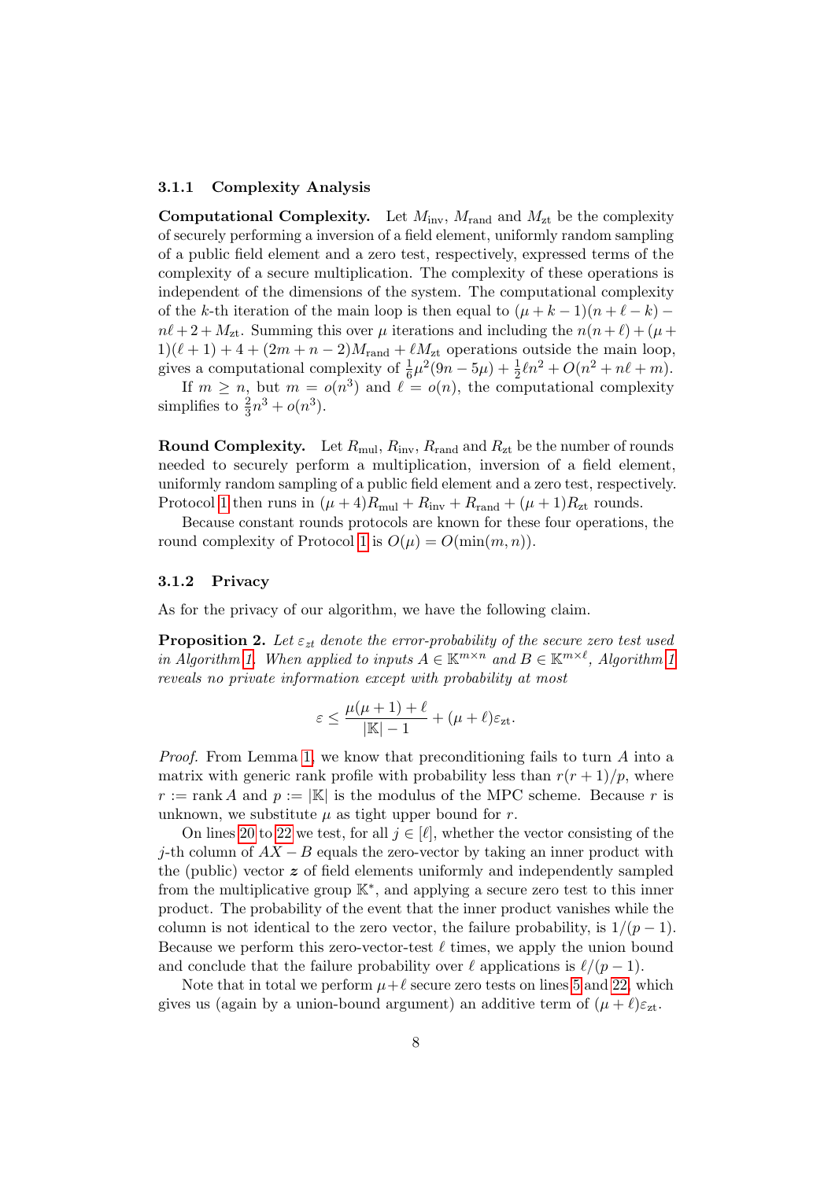#### 3.1.1 Complexity Analysis

**Computational Complexity.** Let $M_{\text{inv}}$, $M_{\text{rand}}$ and $M_{\text{zt}}$ be the complexity of securely performing a inversion of a field element, uniformly random sampling of a public field element and a zero test, respectively, expressed terms of the complexity of a secure multiplication. The complexity of these operations is independent of the dimensions of the system. The computational complexity of the $k$-th iteration of the main loop is then equal to $(\mu + k - 1)(n + \ell - k) - n\ell + 2 + M_{\text{zt}}$. Summing this over $\mu$ iterations and including the $n(n+\ell) + (\mu + 1)(\ell + 1) + 4 + (2m + n - 2)M_{\text{rand}} + \ell M_{\text{zt}}$ operations outside the main loop, gives a computational complexity of $\frac{1}{6}\mu^2(9n - 5\mu) + \frac{1}{2}\ell n^2 + O(n^2 + n\ell + m)$.

If $m \geq n$, but $m = o(n^3)$ and $\ell = o(n)$, the computational complexity simplifies to $\frac{2}{3}n^3 + o(n^3)$.

**Round Complexity.** Let $R_{\text{mul}}$, $R_{\text{inv}}$, $R_{\text{rand}}$ and $R_{\text{zt}}$ be the number of rounds needed to securely perform a multiplication, inversion of a field element, uniformly random sampling of a public field element and a zero test, respectively. Protocol 1 then runs in $(\mu + 4)R_{\text{mul}} + R_{\text{inv}} + R_{\text{rand}} + (\mu + 1)R_{\text{zt}}$ rounds.

Because constant rounds protocols are known for these four operations, the round complexity of Protocol 1 is $O(\mu) = O(\min(m, n))$.

#### 3.1.2 Privacy

As for the privacy of our algorithm, we have the following claim.

**Proposition 2.** *Let $\varepsilon_{zt}$ denote the error-probability of the secure zero test used in Algorithm 1. When applied to inputs $A \in \mathbb{K}^{m \times n}$ and $B \in \mathbb{K}^{m \times \ell}$, Algorithm 1 reveals no private information except with probability at most*

$$\varepsilon \leq \frac{\mu(\mu + 1) + \ell}{|\mathbb{K}| - 1} + (\mu + \ell)\varepsilon_{\text{zt}}.$$

*Proof.* From Lemma 1, we know that preconditioning fails to turn $A$ into a matrix with generic rank profile with probability less than $r(r + 1)/p$, where $r := \operatorname{rank} A$ and $p := |\mathbb{K}|$ is the modulus of the MPC scheme. Because $r$ is unknown, we substitute $\mu$ as tight upper bound for $r$.

On lines 20 to 22 we test, for all $j \in [\ell]$, whether the vector consisting of the $j$-th column of $AX - B$ equals the zero-vector by taking an inner product with the (public) vector $\boldsymbol{z}$ of field elements uniformly and independently sampled from the multiplicative group $\mathbb{K}^*$, and applying a secure zero test to this inner product. The probability of the event that the inner product vanishes while the column is not identical to the zero vector, the failure probability, is $1/(p - 1)$. Because we perform this zero-vector-test $\ell$ times, we apply the union bound and conclude that the failure probability over $\ell$ applications is $\ell/(p - 1)$.

Note that in total we perform $\mu + \ell$ secure zero tests on lines 5 and 22, which gives us (again by a union-bound argument) an additive term of $(\mu + \ell)\varepsilon_{\text{zt}}$.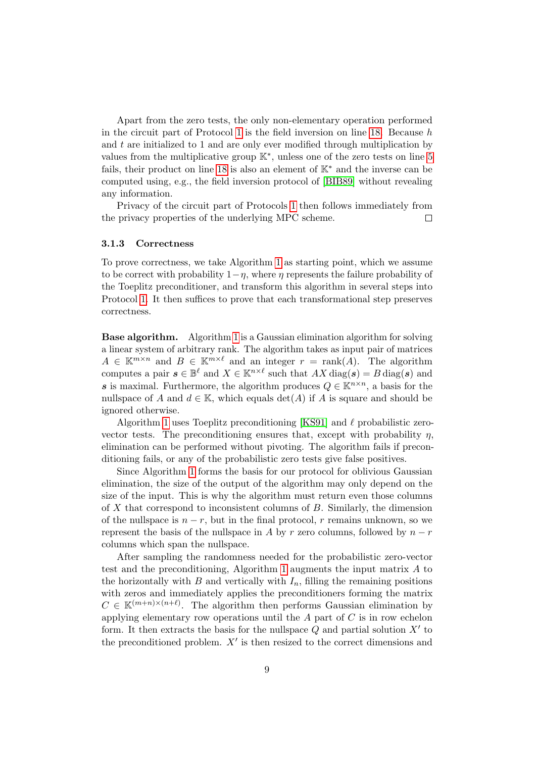Apart from the zero tests, the only non-elementary operation performed in the circuit part of Protocol 1 is the field inversion on line 18. Because $h$ and $t$ are initialized to 1 and are only ever modified through multiplication by values from the multiplicative group $\mathbb{K}^*$, unless one of the zero tests on line 5 fails, their product on line 18 is also an element of $\mathbb{K}^*$ and the inverse can be computed using, e.g., the field inversion protocol of [BIB89] without revealing any information.

Privacy of the circuit part of Protocols 1 then follows immediately from the privacy properties of the underlying MPC scheme. □

### 3.1.3 Correctness

To prove correctness, we take Algorithm 1 as starting point, which we assume to be correct with probability $1-\eta$, where $\eta$ represents the failure probability of the Toeplitz preconditioner, and transform this algorithm in several steps into Protocol 1. It then suffices to prove that each transformational step preserves correctness.

**Base algorithm.** Algorithm 1 is a Gaussian elimination algorithm for solving a linear system of arbitrary rank. The algorithm takes as input pair of matrices $A \in \mathbb{K}^{m\times n}$ and $B \in \mathbb{K}^{m\times \ell}$ and an integer $r = \operatorname{rank}(A)$. The algorithm computes a pair $\boldsymbol{s} \in \mathbb{B}^{\ell}$ and $X \in \mathbb{K}^{n\times \ell}$ such that $AX \operatorname{diag}(\boldsymbol{s}) = B \operatorname{diag}(\boldsymbol{s})$ and $\boldsymbol{s}$ is maximal. Furthermore, the algorithm produces $Q \in \mathbb{K}^{n\times n}$, a basis for the nullspace of $A$ and $d \in \mathbb{K}$, which equals $\det(A)$ if $A$ is square and should be ignored otherwise.

Algorithm 1 uses Toeplitz preconditioning [KS91] and $\ell$ probabilistic zero-vector tests. The preconditioning ensures that, except with probability $\eta$, elimination can be performed without pivoting. The algorithm fails if preconditioning fails, or any of the probabilistic zero tests give false positives.

Since Algorithm 1 forms the basis for our protocol for oblivious Gaussian elimination, the size of the output of the algorithm may only depend on the size of the input. This is why the algorithm must return even those columns of $X$ that correspond to inconsistent columns of $B$. Similarly, the dimension of the nullspace is $n-r$, but in the final protocol, $r$ remains unknown, so we represent the basis of the nullspace in $A$ by $r$ zero columns, followed by $n-r$ columns which span the nullspace.

After sampling the randomness needed for the probabilistic zero-vector test and the preconditioning, Algorithm 1 augments the input matrix $A$ to the horizontally with $B$ and vertically with $I_n$, filling the remaining positions with zeros and immediately applies the preconditioners forming the matrix $C \in \mathbb{K}^{(m+n)\times(n+\ell)}$. The algorithm then performs Gaussian elimination by applying elementary row operations until the $A$ part of $C$ is in row echelon form. It then extracts the basis for the nullspace $Q$ and partial solution $X'$ to the preconditioned problem. $X'$ is then resized to the correct dimensions and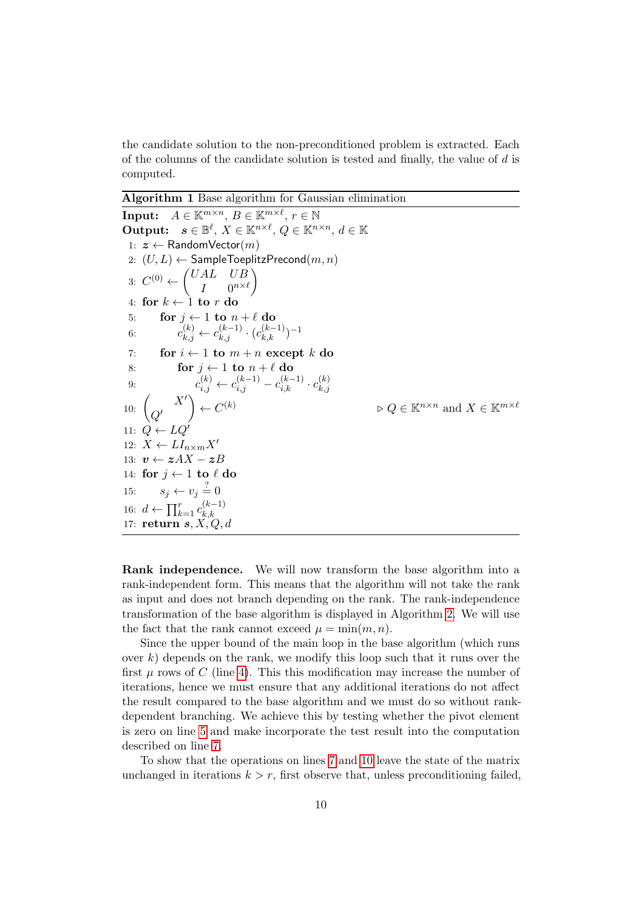the candidate solution to the non-preconditioned problem is extracted. Each of the columns of the candidate solution is tested and finally, the value of $d$ is computed.

**Algorithm 1** Base algorithm for Gaussian elimination

```
Input:  A ∈ 𝕂^{m×n}, B ∈ 𝕂^{m×ℓ}, r ∈ ℕ
Output: s ∈ 𝔹^ℓ, X ∈ 𝕂^{n×ℓ}, Q ∈ 𝕂^{n×n}, d ∈ 𝕂
 1: z ← RandomVector(m)
 2: (U, L) ← SampleToeplitzPrecond(m, n)
 3: C^(0) ← ( UAL   UB     )
            ( I     0^{n×ℓ} )
 4: for k ← 1 to r do
 5:     for j ← 1 to n + ℓ do
 6:         c^(k)_{k,j} ← c^(k−1)_{k,j} · (c^(k−1)_{k,k})^{−1}
 7:     for i ← 1 to m + n except k do
 8:         for j ← 1 to n + ℓ do
 9:             c^(k)_{i,j} ← c^(k−1)_{i,j} − c^(k−1)_{i,k} · c^(k)_{k,j}
10: (     X' )
    ( Q'     ) ← C^(k)                 ▷ Q ∈ 𝕂^{n×n} and X ∈ 𝕂^{m×ℓ}
11: Q ← LQ'
12: X ← L I_{n×m} X'
13: v ← zAX − zB
14: for j ← 1 to ℓ do
15:     s_j ← v_j =? 0
16: d ← ∏_{k=1}^{r} c^(k−1)_{k,k}
17: return s, X, Q, d
```

**Rank independence.** We will now transform the base algorithm into a rank-independent form. This means that the algorithm will not take the rank as input and does not branch depending on the rank. The rank-independence transformation of the base algorithm is displayed in Algorithm 2. We will use the fact that the rank cannot exceed $\mu = \min(m, n)$.

Since the upper bound of the main loop in the base algorithm (which runs over $k$) depends on the rank, we modify this loop such that it runs over the first $\mu$ rows of $C$ (line 4). This this modification may increase the number of iterations, hence we must ensure that any additional iterations do not affect the result compared to the base algorithm and we must do so without rank-dependent branching. We achieve this by testing whether the pivot element is zero on line 5 and make incorporate the test result into the computation described on line 7.

To show that the operations on lines 7 and 10 leave the state of the matrix unchanged in iterations $k > r$, first observe that, unless preconditioning failed,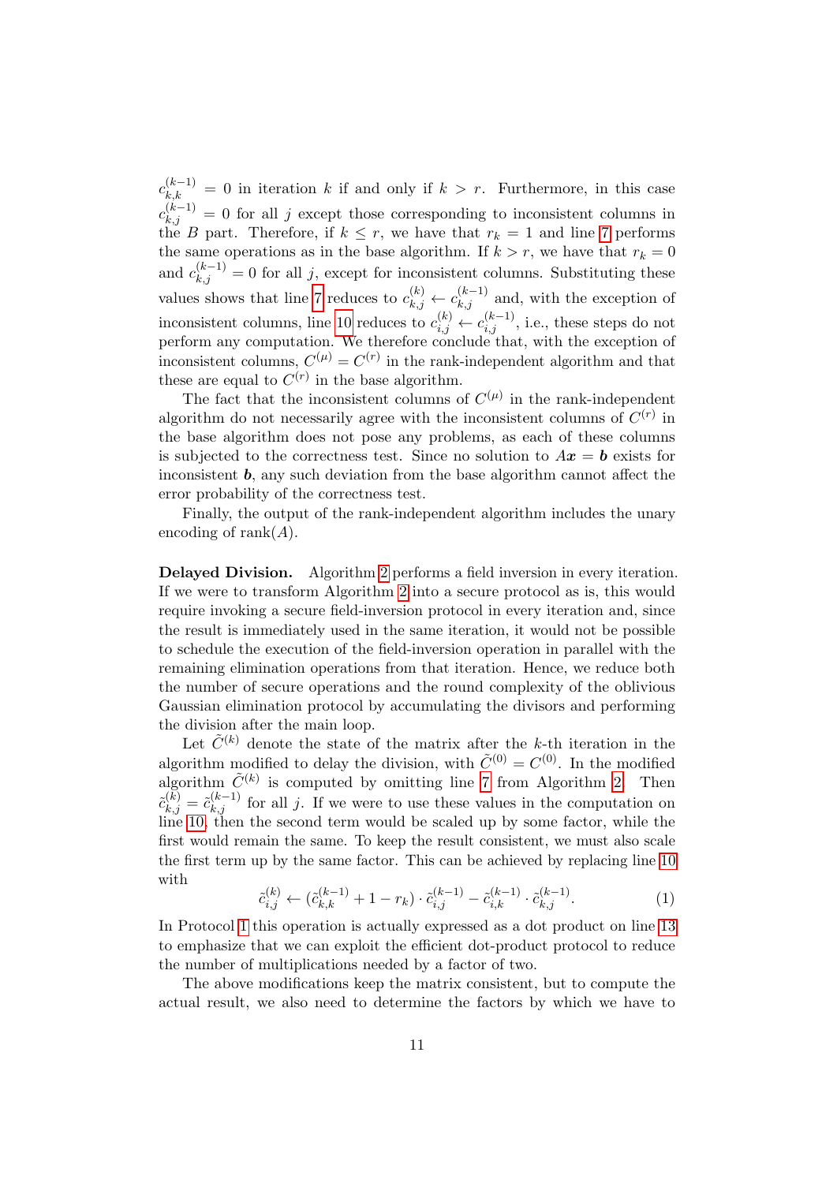$c_{k,k}^{(k-1)} = 0$ in iteration $k$ if and only if $k > r$. Furthermore, in this case $c_{k,j}^{(k-1)} = 0$ for all $j$ except those corresponding to inconsistent columns in the $B$ part. Therefore, if $k \leq r$, we have that $r_k = 1$ and line 7 performs the same operations as in the base algorithm. If $k > r$, we have that $r_k = 0$ and $c_{k,j}^{(k-1)} = 0$ for all $j$, except for inconsistent columns. Substituting these values shows that line 7 reduces to $c_{k,j}^{(k)} \leftarrow c_{k,j}^{(k-1)}$ and, with the exception of inconsistent columns, line 10 reduces to $c_{i,j}^{(k)} \leftarrow c_{i,j}^{(k-1)}$, i.e., these steps do not perform any computation. We therefore conclude that, with the exception of inconsistent columns, $C^{(\mu)} = C^{(r)}$ in the rank-independent algorithm and that these are equal to $C^{(r)}$ in the base algorithm.

The fact that the inconsistent columns of $C^{(\mu)}$ in the rank-independent algorithm do not necessarily agree with the inconsistent columns of $C^{(r)}$ in the base algorithm does not pose any problems, as each of these columns is subjected to the correctness test. Since no solution to $A\boldsymbol{x} = \boldsymbol{b}$ exists for inconsistent $\boldsymbol{b}$, any such deviation from the base algorithm cannot affect the error probability of the correctness test.

Finally, the output of the rank-independent algorithm includes the unary encoding of $\operatorname{rank}(A)$.

**Delayed Division.** Algorithm 2 performs a field inversion in every iteration. If we were to transform Algorithm 2 into a secure protocol as is, this would require invoking a secure field-inversion protocol in every iteration and, since the result is immediately used in the same iteration, it would not be possible to schedule the execution of the field-inversion operation in parallel with the remaining elimination operations from that iteration. Hence, we reduce both the number of secure operations and the round complexity of the oblivious Gaussian elimination protocol by accumulating the divisors and performing the division after the main loop.

Let $\tilde{C}^{(k)}$ denote the state of the matrix after the $k$-th iteration in the algorithm modified to delay the division, with $\tilde{C}^{(0)} = C^{(0)}$. In the modified algorithm $\tilde{C}^{(k)}$ is computed by omitting line 7 from Algorithm 2. Then $\tilde{c}_{k,j}^{(k)} = \tilde{c}_{k,j}^{(k-1)}$ for all $j$. If we were to use these values in the computation on line 10, then the second term would be scaled up by some factor, while the first would remain the same. To keep the result consistent, we must also scale the first term up by the same factor. This can be achieved by replacing line 10 with

$$\tilde{c}_{i,j}^{(k)} \leftarrow (\tilde{c}_{k,k}^{(k-1)} + 1 - r_k) \cdot \tilde{c}_{i,j}^{(k-1)} - \tilde{c}_{i,k}^{(k-1)} \cdot \tilde{c}_{k,j}^{(k-1)}. \tag{1}$$

In Protocol 1 this operation is actually expressed as a dot product on line 13 to emphasize that we can exploit the efficient dot-product protocol to reduce the number of multiplications needed by a factor of two.

The above modifications keep the matrix consistent, but to compute the actual result, we also need to determine the factors by which we have to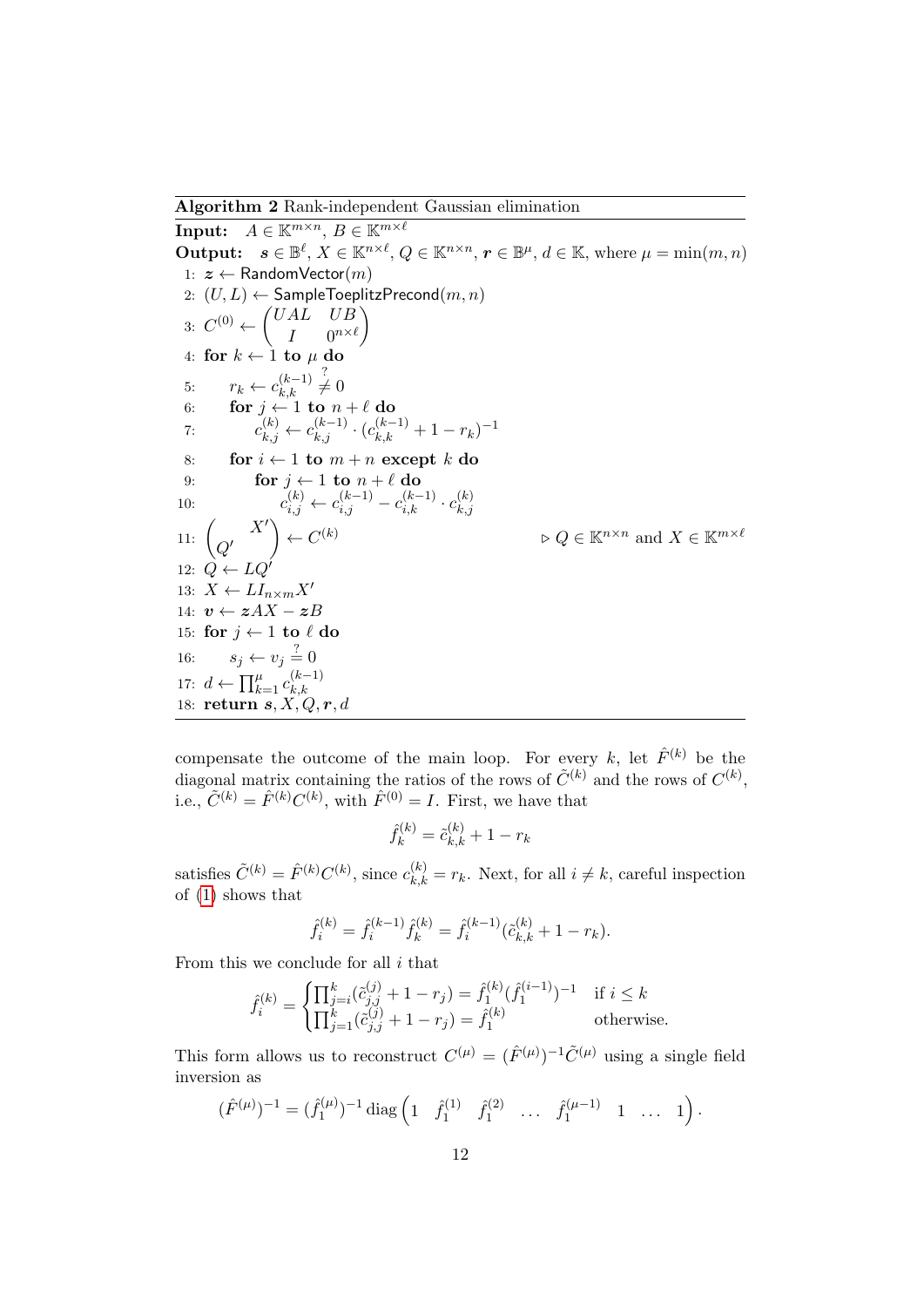**Algorithm 2** Rank-independent Gaussian elimination

**Input:** $A \in \mathbb{K}^{m\times n}$, $B \in \mathbb{K}^{m\times \ell}$

**Output:** $\boldsymbol{s} \in \mathbb{B}^{\ell}$, $X \in \mathbb{K}^{n\times \ell}$, $Q \in \mathbb{K}^{n\times n}$, $\boldsymbol{r} \in \mathbb{B}^{\mu}$, $d \in \mathbb{K}$, where $\mu = \min(m, n)$

```
1: z ← RandomVector(m)
2: (U, L) ← SampleToeplitzPrecond(m, n)
3: C^(0) ← ( UAL   UB     )
           (  I    0^{n×ℓ} )
4: for k ← 1 to μ do
5:     r_k ← c^(k-1)_{k,k} ≠? 0
6:     for j ← 1 to n + ℓ do
7:         c^(k)_{k,j} ← c^(k-1)_{k,j} · (c^(k-1)_{k,k} + 1 − r_k)^{-1}
8:     for i ← 1 to m + n except k do
9:         for j ← 1 to n + ℓ do
10:            c^(k)_{i,j} ← c^(k-1)_{i,j} − c^(k-1)_{i,k} · c^(k)_{k,j}
11: (     X' ) ← C^(k)                      ▷ Q ∈ K^{n×n} and X ∈ K^{m×ℓ}
    ( Q'     )
12: Q ← LQ'
13: X ← L I_{n×m} X'
14: v ← zAX − zB
15: for j ← 1 to ℓ do
16:     s_j ← v_j =? 0
17: d ← ∏_{k=1}^{μ} c^(k-1)_{k,k}
18: return s, X, Q, r, d
```

compensate the outcome of the main loop. For every $k$, let $\hat{F}^{(k)}$ be the diagonal matrix containing the ratios of the rows of $\tilde{C}^{(k)}$ and the rows of $C^{(k)}$, i.e., $\tilde{C}^{(k)} = \hat{F}^{(k)} C^{(k)}$, with $\hat{F}^{(0)} = I$. First, we have that

$$\hat{f}_k^{(k)} = \tilde{c}_{k,k}^{(k)} + 1 - r_k$$

satisfies $\tilde{C}^{(k)} = \hat{F}^{(k)} C^{(k)}$, since $c_{k,k}^{(k)} = r_k$. Next, for all $i \neq k$, careful inspection of (1) shows that

$$\hat{f}_i^{(k)} = \hat{f}_i^{(k-1)} \hat{f}_k^{(k)} = \hat{f}_i^{(k-1)} (\tilde{c}_{k,k}^{(k)} + 1 - r_k).$$

From this we conclude for all $i$ that

$$\hat{f}_i^{(k)} = \begin{cases} \prod_{j=i}^{k} (\tilde{c}_{j,j}^{(j)} + 1 - r_j) = \hat{f}_1^{(k)} (\hat{f}_1^{(i-1)})^{-1} & \text{if } i \leq k \\ \prod_{j=1}^{k} (\tilde{c}_{j,j}^{(j)} + 1 - r_j) = \hat{f}_1^{(k)} & \text{otherwise.} \end{cases}$$

This form allows us to reconstruct $C^{(\mu)} = (\hat{F}^{(\mu)})^{-1} \tilde{C}^{(\mu)}$ using a single field inversion as

$$(\hat{F}^{(\mu)})^{-1} = (\hat{f}_1^{(\mu)})^{-1} \operatorname{diag} \begin{pmatrix} 1 & \hat{f}_1^{(1)} & \hat{f}_1^{(2)} & \ldots & \hat{f}_1^{(\mu-1)} & 1 & \ldots & 1 \end{pmatrix}.$$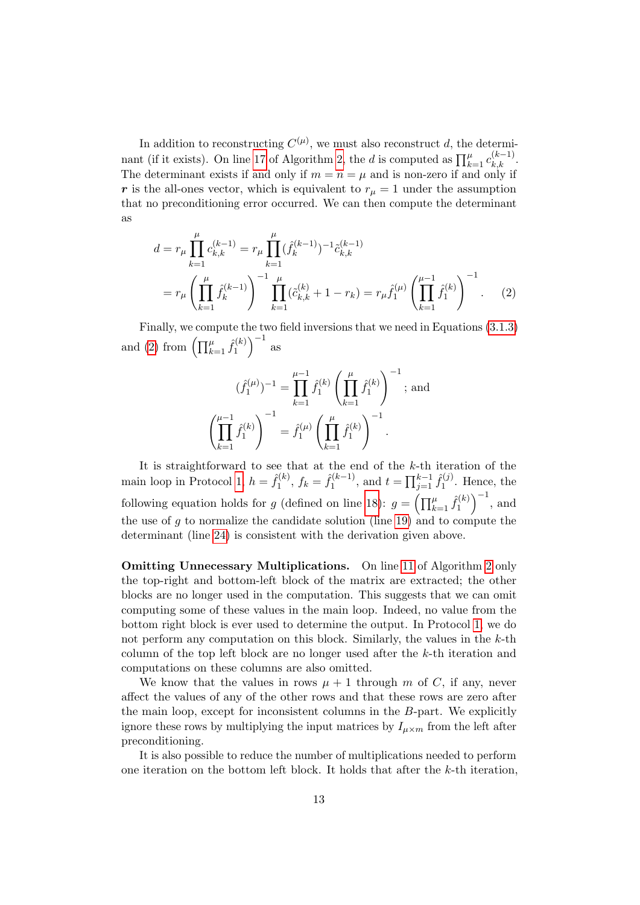In addition to reconstructing $C^{(\mu)}$, we must also reconstruct $d$, the determinant (if it exists). On line 17 of Algorithm 2, the $d$ is computed as $\prod_{k=1}^{\mu} c_{k,k}^{(k-1)}$. The determinant exists if and only if $m = n = \mu$ and is non-zero if and only if $\boldsymbol{r}$ is the all-ones vector, which is equivalent to $r_\mu = 1$ under the assumption that no preconditioning error occurred. We can then compute the determinant as

$$
\begin{aligned}
d &= r_\mu \prod_{k=1}^{\mu} c_{k,k}^{(k-1)} = r_\mu \prod_{k=1}^{\mu} (\hat{f}_k^{(k-1)})^{-1} \tilde{c}_{k,k}^{(k-1)} \\
&= r_\mu \left( \prod_{k=1}^{\mu} \hat{f}_k^{(k-1)} \right)^{-1} \prod_{k=1}^{\mu} (\tilde{c}_{k,k}^{(k)} + 1 - r_k) = r_\mu \hat{f}_1^{(\mu)} \left( \prod_{k=1}^{\mu-1} \hat{f}_1^{(k)} \right)^{-1}. \qquad (2)
\end{aligned}
$$

Finally, we compute the two field inversions that we need in Equations (3.1.3) and (2) from $\left( \prod_{k=1}^{\mu} \hat{f}_1^{(k)} \right)^{-1}$ as

$$
(\hat{f}_1^{(\mu)})^{-1} = \prod_{k=1}^{\mu-1} \hat{f}_1^{(k)} \left( \prod_{k=1}^{\mu} \hat{f}_1^{(k)} \right)^{-1}; \text{ and}
$$

$$
\left( \prod_{k=1}^{\mu-1} \hat{f}_1^{(k)} \right)^{-1} = \hat{f}_1^{(\mu)} \left( \prod_{k=1}^{\mu} \hat{f}_1^{(k)} \right)^{-1}.
$$

It is straightforward to see that at the end of the $k$-th iteration of the main loop in Protocol 1, $h = \hat{f}_1^{(k)}$, $f_k = \hat{f}_1^{(k-1)}$, and $t = \prod_{j=1}^{k-1} \hat{f}_1^{(j)}$. Hence, the following equation holds for $g$ (defined on line 18): $g = \left( \prod_{k=1}^{\mu} \hat{f}_1^{(k)} \right)^{-1}$, and the use of $g$ to normalize the candidate solution (line 19) and to compute the determinant (line 24) is consistent with the derivation given above.

**Omitting Unnecessary Multiplications.** On line 11 of Algorithm 2 only the top-right and bottom-left block of the matrix are extracted; the other blocks are no longer used in the computation. This suggests that we can omit computing some of these values in the main loop. Indeed, no value from the bottom right block is ever used to determine the output. In Protocol 1, we do not perform any computation on this block. Similarly, the values in the $k$-th column of the top left block are no longer used after the $k$-th iteration and computations on these columns are also omitted.

We know that the values in rows $\mu + 1$ through $m$ of $C$, if any, never affect the values of any of the other rows and that these rows are zero after the main loop, except for inconsistent columns in the $B$-part. We explicitly ignore these rows by multiplying the input matrices by $I_{\mu \times m}$ from the left after preconditioning.

It is also possible to reduce the number of multiplications needed to perform one iteration on the bottom left block. It holds that after the $k$-th iteration,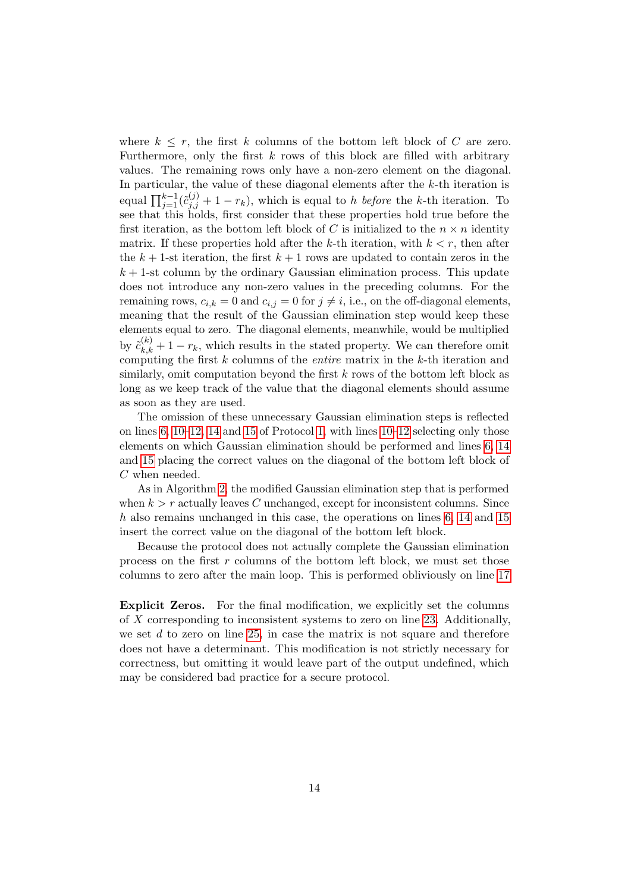where $k \leq r$, the first $k$ columns of the bottom left block of $C$ are zero. Furthermore, only the first $k$ rows of this block are filled with arbitrary values. The remaining rows only have a non-zero element on the diagonal. In particular, the value of these diagonal elements after the $k$-th iteration is equal $\prod_{j=1}^{k-1}(\tilde{c}_{j,j}^{(j)} + 1 - r_k)$, which is equal to $h$ *before* the $k$-th iteration. To see that this holds, first consider that these properties hold true before the first iteration, as the bottom left block of $C$ is initialized to the $n \times n$ identity matrix. If these properties hold after the $k$-th iteration, with $k < r$, then after the $k+1$-st iteration, the first $k+1$ rows are updated to contain zeros in the $k+1$-st column by the ordinary Gaussian elimination process. This update does not introduce any non-zero values in the preceding columns. For the remaining rows, $c_{i,k} = 0$ and $c_{i,j} = 0$ for $j \neq i$, i.e., on the off-diagonal elements, meaning that the result of the Gaussian elimination step would keep these elements equal to zero. The diagonal elements, meanwhile, would be multiplied by $\tilde{c}_{k,k}^{(k)} + 1 - r_k$, which results in the stated property. We can therefore omit computing the first $k$ columns of the *entire* matrix in the $k$-th iteration and similarly, omit computation beyond the first $k$ rows of the bottom left block as long as we keep track of the value that the diagonal elements should assume as soon as they are used.

The omission of these unnecessary Gaussian elimination steps is reflected on lines 6, 10–12, 14 and 15 of Protocol 1, with lines 10–12 selecting only those elements on which Gaussian elimination should be performed and lines 6, 14 and 15 placing the correct values on the diagonal of the bottom left block of $C$ when needed.

As in Algorithm 2, the modified Gaussian elimination step that is performed when $k > r$ actually leaves $C$ unchanged, except for inconsistent columns. Since $h$ also remains unchanged in this case, the operations on lines 6, 14 and 15 insert the correct value on the diagonal of the bottom left block.

Because the protocol does not actually complete the Gaussian elimination process on the first $r$ columns of the bottom left block, we must set those columns to zero after the main loop. This is performed obliviously on line 17.

**Explicit Zeros.** For the final modification, we explicitly set the columns of $X$ corresponding to inconsistent systems to zero on line 23. Additionally, we set $d$ to zero on line 25, in case the matrix is not square and therefore does not have a determinant. This modification is not strictly necessary for correctness, but omitting it would leave part of the output undefined, which may be considered bad practice for a secure protocol.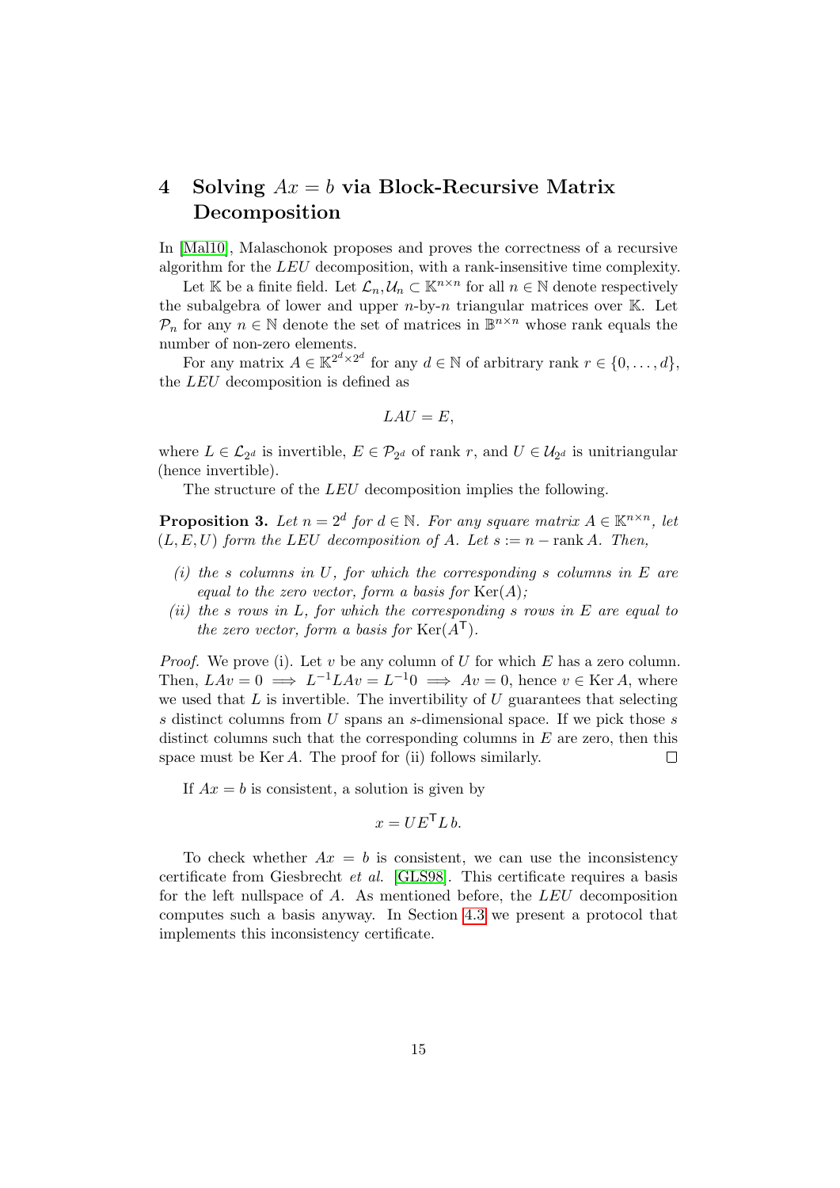# 4 Solving $Ax = b$ via Block-Recursive Matrix Decomposition

In [Mal10], Malaschonok proposes and proves the correctness of a recursive algorithm for the *LEU* decomposition, with a rank-insensitive time complexity.

Let $\mathbb{K}$ be a finite field. Let $\mathcal{L}_n, \mathcal{U}_n \subset \mathbb{K}^{n \times n}$ for all $n \in \mathbb{N}$ denote respectively the subalgebra of lower and upper $n$-by-$n$ triangular matrices over $\mathbb{K}$. Let $\mathcal{P}_n$ for any $n \in \mathbb{N}$ denote the set of matrices in $\mathbb{B}^{n \times n}$ whose rank equals the number of non-zero elements.

For any matrix $A \in \mathbb{K}^{2^d \times 2^d}$ for any $d \in \mathbb{N}$ of arbitrary rank $r \in \{0, \ldots, d\}$, the *LEU* decomposition is defined as

$$LAU = E,$$

where $L \in \mathcal{L}_{2^d}$ is invertible, $E \in \mathcal{P}_{2^d}$ of rank $r$, and $U \in \mathcal{U}_{2^d}$ is unitriangular (hence invertible).

The structure of the *LEU* decomposition implies the following.

**Proposition 3.** *Let $n = 2^d$ for $d \in \mathbb{N}$. For any square matrix $A \in \mathbb{K}^{n \times n}$, let $(L, E, U)$ form the LEU decomposition of $A$. Let $s := n - \operatorname{rank} A$. Then,*

*(i) the $s$ columns in $U$, for which the corresponding $s$ columns in $E$ are equal to the zero vector, form a basis for $\operatorname{Ker}(A)$;*

*(ii) the $s$ rows in $L$, for which the corresponding $s$ rows in $E$ are equal to the zero vector, form a basis for $\operatorname{Ker}(A^\mathsf{T})$.*

*Proof.* We prove (i). Let $v$ be any column of $U$ for which $E$ has a zero column. Then, $LAv = 0 \implies L^{-1}LAv = L^{-1}0 \implies Av = 0$, hence $v \in \operatorname{Ker} A$, where we used that $L$ is invertible. The invertibility of $U$ guarantees that selecting $s$ distinct columns from $U$ spans an $s$-dimensional space. If we pick those $s$ distinct columns such that the corresponding columns in $E$ are zero, then this space must be $\operatorname{Ker} A$. The proof for (ii) follows similarly. □

If $Ax = b$ is consistent, a solution is given by

$$x = UE^\mathsf{T}L\,b.$$

To check whether $Ax = b$ is consistent, we can use the inconsistency certificate from Giesbrecht *et al.* [GLS98]. This certificate requires a basis for the left nullspace of $A$. As mentioned before, the *LEU* decomposition computes such a basis anyway. In Section 4.3 we present a protocol that implements this inconsistency certificate.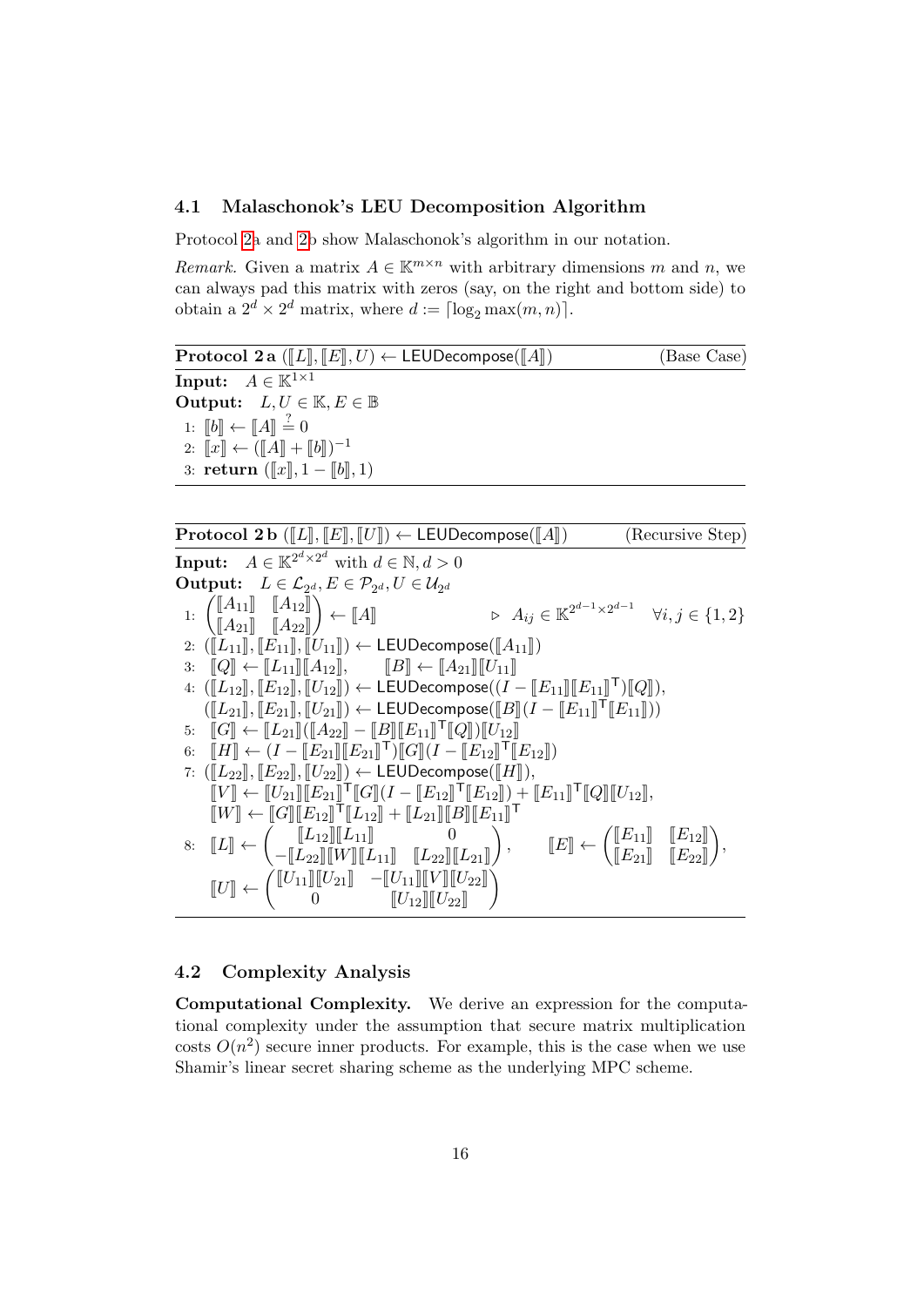### 4.1 Malaschonok's LEU Decomposition Algorithm

Protocol 2a and 2b show Malaschonok's algorithm in our notation.

*Remark.* Given a matrix $A \in \mathbb{K}^{m \times n}$ with arbitrary dimensions $m$ and $n$, we can always pad this matrix with zeros (say, on the right and bottom side) to obtain a $2^d \times 2^d$ matrix, where $d := \lceil \log_2 \max(m, n) \rceil$.

---

**Protocol 2 a** $(\llbracket L \rrbracket, \llbracket E \rrbracket, U) \leftarrow \mathsf{LEUDecompose}(\llbracket A \rrbracket)$ (Base Case)

---

**Input:** $A \in \mathbb{K}^{1 \times 1}$

**Output:** $L, U \in \mathbb{K}, E \in \mathbb{B}$

1: $\llbracket b \rrbracket \leftarrow \llbracket A \rrbracket \stackrel{?}{=} 0$

2: $\llbracket x \rrbracket \leftarrow (\llbracket A \rrbracket + \llbracket b \rrbracket)^{-1}$

3: **return** $(\llbracket x \rrbracket, 1 - \llbracket b \rrbracket, 1)$

---

**Protocol 2 b** $(\llbracket L \rrbracket, \llbracket E \rrbracket, \llbracket U \rrbracket) \leftarrow \mathsf{LEUDecompose}(\llbracket A \rrbracket)$ (Recursive Step)

---

**Input:** $A \in \mathbb{K}^{2^d \times 2^d}$ with $d \in \mathbb{N}, d > 0$

**Output:** $L \in \mathcal{L}_{2^d}, E \in \mathcal{P}_{2^d}, U \in \mathcal{U}_{2^d}$

1: $\begin{pmatrix} \llbracket A_{11} \rrbracket & \llbracket A_{12} \rrbracket \\ \llbracket A_{21} \rrbracket & \llbracket A_{22} \rrbracket \end{pmatrix} \leftarrow \llbracket A \rrbracket$ $\quad \triangleright\ A_{ij} \in \mathbb{K}^{2^{d-1} \times 2^{d-1}} \quad \forall i, j \in \{1, 2\}$

2: $(\llbracket L_{11} \rrbracket, \llbracket E_{11} \rrbracket, \llbracket U_{11} \rrbracket) \leftarrow \mathsf{LEUDecompose}(\llbracket A_{11} \rrbracket)$

3: $\llbracket Q \rrbracket \leftarrow \llbracket L_{11} \rrbracket \llbracket A_{12} \rrbracket, \quad \llbracket B \rrbracket \leftarrow \llbracket A_{21} \rrbracket \llbracket U_{11} \rrbracket$

4: $(\llbracket L_{12} \rrbracket, \llbracket E_{12} \rrbracket, \llbracket U_{12} \rrbracket) \leftarrow \mathsf{LEUDecompose}((I - \llbracket E_{11} \rrbracket \llbracket E_{11} \rrbracket^{\mathsf{T}}) \llbracket Q \rrbracket)$,
$(\llbracket L_{21} \rrbracket, \llbracket E_{21} \rrbracket, \llbracket U_{21} \rrbracket) \leftarrow \mathsf{LEUDecompose}(\llbracket B \rrbracket (I - \llbracket E_{11} \rrbracket^{\mathsf{T}} \llbracket E_{11} \rrbracket))$

5: $\llbracket G \rrbracket \leftarrow \llbracket L_{21} \rrbracket (\llbracket A_{22} \rrbracket - \llbracket B \rrbracket \llbracket E_{11} \rrbracket^{\mathsf{T}} \llbracket Q \rrbracket) \llbracket U_{12} \rrbracket$

6: $\llbracket H \rrbracket \leftarrow (I - \llbracket E_{21} \rrbracket \llbracket E_{21} \rrbracket^{\mathsf{T}}) \llbracket G \rrbracket (I - \llbracket E_{12} \rrbracket^{\mathsf{T}} \llbracket E_{12} \rrbracket)$

7: $(\llbracket L_{22} \rrbracket, \llbracket E_{22} \rrbracket, \llbracket U_{22} \rrbracket) \leftarrow \mathsf{LEUDecompose}(\llbracket H \rrbracket)$,
$\llbracket V \rrbracket \leftarrow \llbracket U_{21} \rrbracket \llbracket E_{21} \rrbracket^{\mathsf{T}} \llbracket G \rrbracket (I - \llbracket E_{12} \rrbracket^{\mathsf{T}} \llbracket E_{12} \rrbracket) + \llbracket E_{11} \rrbracket^{\mathsf{T}} \llbracket Q \rrbracket \llbracket U_{12} \rrbracket$,
$\llbracket W \rrbracket \leftarrow \llbracket G \rrbracket \llbracket E_{12} \rrbracket^{\mathsf{T}} \llbracket L_{12} \rrbracket + \llbracket L_{21} \rrbracket \llbracket B \rrbracket \llbracket E_{11} \rrbracket^{\mathsf{T}}$

8: $\llbracket L \rrbracket \leftarrow \begin{pmatrix} \llbracket L_{12} \rrbracket \llbracket L_{11} \rrbracket & 0 \\ -\llbracket L_{22} \rrbracket \llbracket W \rrbracket \llbracket L_{11} \rrbracket & \llbracket L_{22} \rrbracket \llbracket L_{21} \rrbracket \end{pmatrix}, \quad \llbracket E \rrbracket \leftarrow \begin{pmatrix} \llbracket E_{11} \rrbracket & \llbracket E_{12} \rrbracket \\ \llbracket E_{21} \rrbracket & \llbracket E_{22} \rrbracket \end{pmatrix}$,
$\llbracket U \rrbracket \leftarrow \begin{pmatrix} \llbracket U_{11} \rrbracket \llbracket U_{21} \rrbracket & -\llbracket U_{11} \rrbracket \llbracket V \rrbracket \llbracket U_{22} \rrbracket \\ 0 & \llbracket U_{12} \rrbracket \llbracket U_{22} \rrbracket \end{pmatrix}$

---

### 4.2 Complexity Analysis

**Computational Complexity.** We derive an expression for the computational complexity under the assumption that secure matrix multiplication costs $O(n^2)$ secure inner products. For example, this is the case when we use Shamir's linear secret sharing scheme as the underlying MPC scheme.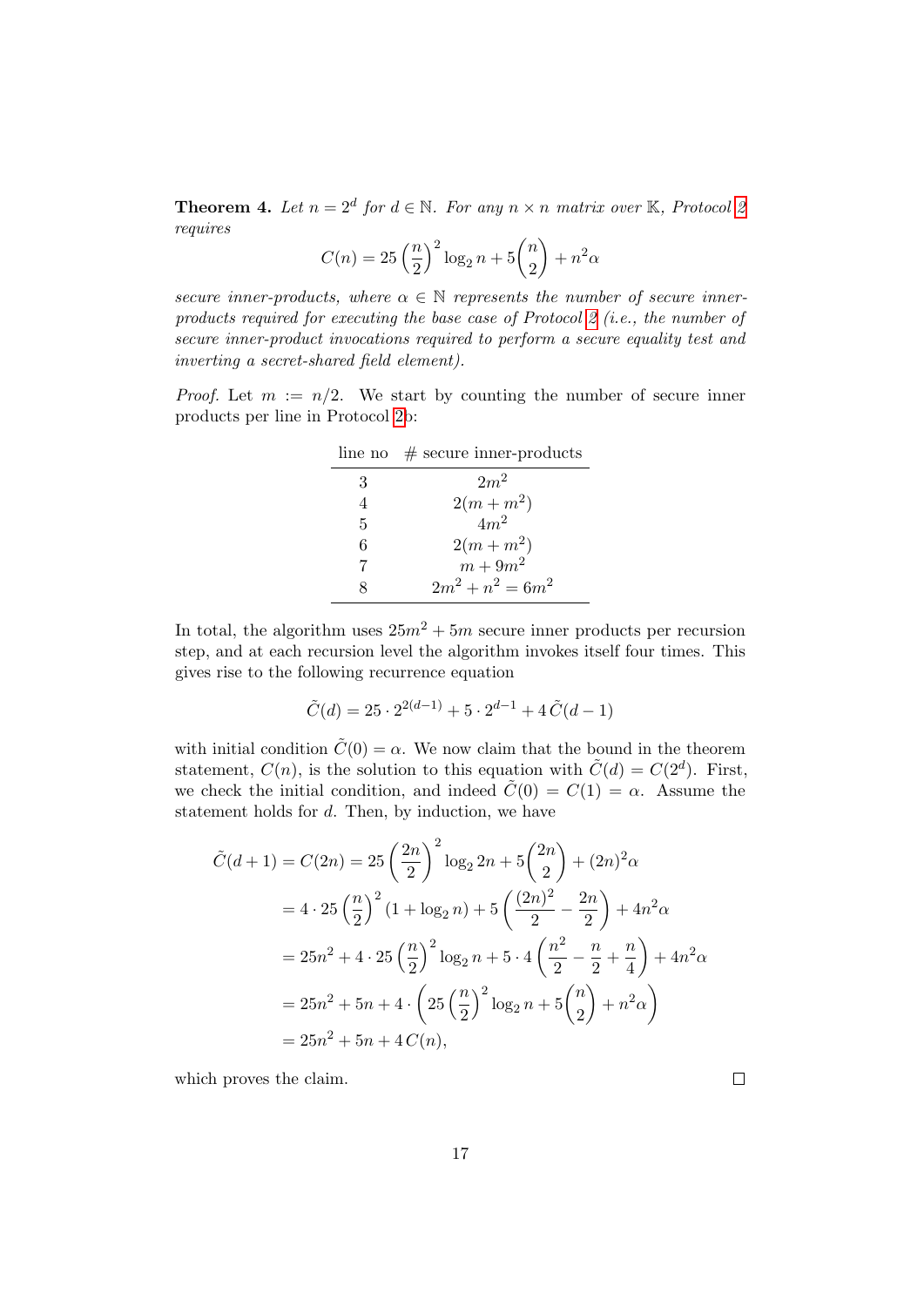**Theorem 4.** *Let $n = 2^d$ for $d \in \mathbb{N}$. For any $n \times n$ matrix over $\mathbb{K}$, Protocol 2 requires*

$$C(n) = 25\left(\frac{n}{2}\right)^2 \log_2 n + 5\binom{n}{2} + n^2\alpha$$

*secure inner-products, where $\alpha \in \mathbb{N}$ represents the number of secure inner-products required for executing the base case of Protocol 2 (i.e., the number of secure inner-product invocations required to perform a secure equality test and inverting a secret-shared field element).*

*Proof.* Let $m := n/2$. We start by counting the number of secure inner products per line in Protocol 2b:

| line no | # secure inner-products |
|---|---|
| 3 | $2m^2$ |
| 4 | $2(m + m^2)$ |
| 5 | $4m^2$ |
| 6 | $2(m + m^2)$ |
| 7 | $m + 9m^2$ |
| 8 | $2m^2 + n^2 = 6m^2$ |

In total, the algorithm uses $25m^2 + 5m$ secure inner products per recursion step, and at each recursion level the algorithm invokes itself four times. This gives rise to the following recurrence equation

$$\tilde{C}(d) = 25 \cdot 2^{2(d-1)} + 5 \cdot 2^{d-1} + 4\,\tilde{C}(d-1)$$

with initial condition $\tilde{C}(0) = \alpha$. We now claim that the bound in the theorem statement, $C(n)$, is the solution to this equation with $\tilde{C}(d) = C(2^d)$. First, we check the initial condition, and indeed $\tilde{C}(0) = C(1) = \alpha$. Assume the statement holds for $d$. Then, by induction, we have

$$\begin{aligned}
\tilde{C}(d+1) = C(2n) &= 25\left(\frac{2n}{2}\right)^2 \log_2 2n + 5\binom{2n}{2} + (2n)^2\alpha \\
&= 4 \cdot 25\left(\frac{n}{2}\right)^2 (1 + \log_2 n) + 5\left(\frac{(2n)^2}{2} - \frac{2n}{2}\right) + 4n^2\alpha \\
&= 25n^2 + 4 \cdot 25\left(\frac{n}{2}\right)^2 \log_2 n + 5 \cdot 4\left(\frac{n^2}{2} - \frac{n}{2} + \frac{n}{4}\right) + 4n^2\alpha \\
&= 25n^2 + 5n + 4 \cdot \left(25\left(\frac{n}{2}\right)^2 \log_2 n + 5\binom{n}{2} + n^2\alpha\right) \\
&= 25n^2 + 5n + 4\,C(n),
\end{aligned}$$

which proves the claim. $\square$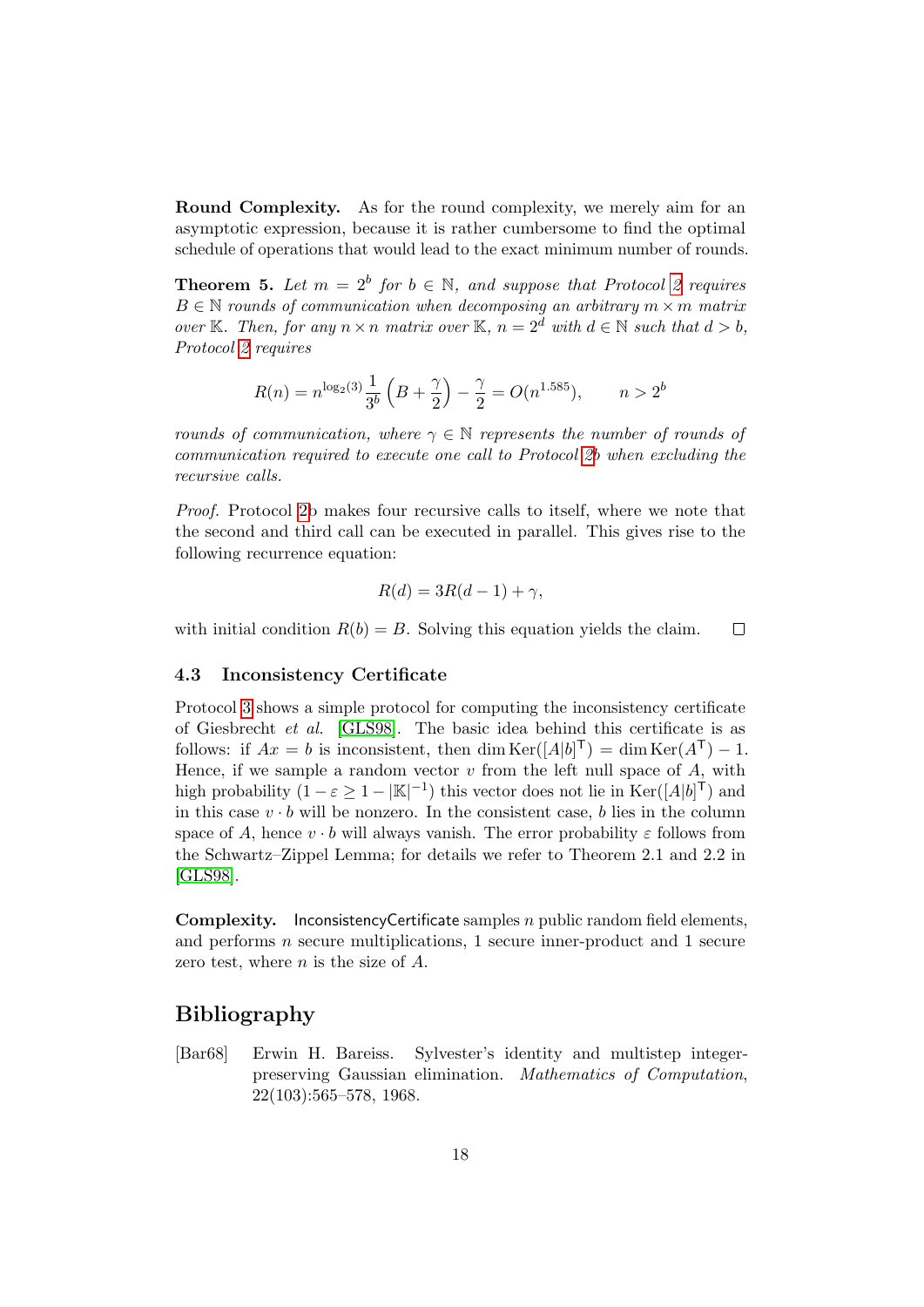**Round Complexity.** As for the round complexity, we merely aim for an asymptotic expression, because it is rather cumbersome to find the optimal schedule of operations that would lead to the exact minimum number of rounds.

**Theorem 5.** *Let $m = 2^b$ for $b \in \mathbb{N}$, and suppose that Protocol 2 requires $B \in \mathbb{N}$ rounds of communication when decomposing an arbitrary $m \times m$ matrix over $\mathbb{K}$. Then, for any $n \times n$ matrix over $\mathbb{K}$, $n = 2^d$ with $d \in \mathbb{N}$ such that $d > b$, Protocol 2 requires*

$$R(n) = n^{\log_2(3)} \frac{1}{3^b} \left( B + \frac{\gamma}{2} \right) - \frac{\gamma}{2} = O(n^{1.585}), \qquad n > 2^b$$

*rounds of communication, where $\gamma \in \mathbb{N}$ represents the number of rounds of communication required to execute one call to Protocol 2b when excluding the recursive calls.*

*Proof.* Protocol 2b makes four recursive calls to itself, where we note that the second and third call can be executed in parallel. This gives rise to the following recurrence equation:

$$R(d) = 3R(d-1) + \gamma,$$

with initial condition $R(b) = B$. Solving this equation yields the claim. □

### 4.3 Inconsistency Certificate

Protocol 3 shows a simple protocol for computing the inconsistency certificate of Giesbrecht *et al.* [GLS98]. The basic idea behind this certificate is as follows: if $Ax = b$ is inconsistent, then $\dim \mathrm{Ker}([A|b]^\mathsf{T}) = \dim \mathrm{Ker}(A^\mathsf{T}) - 1$. Hence, if we sample a random vector $v$ from the left null space of $A$, with high probability $(1 - \varepsilon \geq 1 - |\mathbb{K}|^{-1})$ this vector does not lie in $\mathrm{Ker}([A|b]^\mathsf{T})$ and in this case $v \cdot b$ will be nonzero. In the consistent case, $b$ lies in the column space of $A$, hence $v \cdot b$ will always vanish. The error probability $\varepsilon$ follows from the Schwartz–Zippel Lemma; for details we refer to Theorem 2.1 and 2.2 in [GLS98].

**Complexity.** InconsistencyCertificate samples $n$ public random field elements, and performs $n$ secure multiplications, 1 secure inner-product and 1 secure zero test, where $n$ is the size of $A$.

## Bibliography

[Bar68] Erwin H. Bareiss. Sylvester's identity and multistep integer-preserving Gaussian elimination. *Mathematics of Computation*, 22(103):565–578, 1968.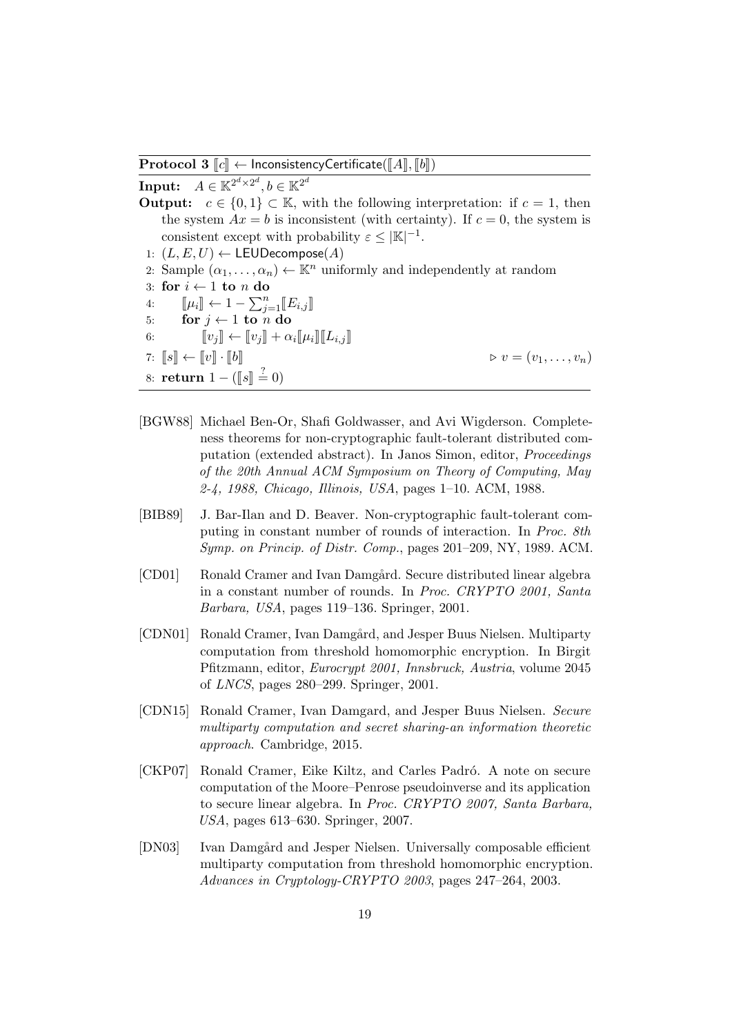**Protocol 3** $\llbracket c \rrbracket \leftarrow \mathsf{InconsistencyCertificate}(\llbracket A \rrbracket, \llbracket b \rrbracket)$

**Input:** $A \in \mathbb{K}^{2^d \times 2^d}, b \in \mathbb{K}^{2^d}$

**Output:** $c \in \{0,1\} \subset \mathbb{K}$, with the following interpretation: if $c = 1$, then the system $Ax = b$ is inconsistent (with certainty). If $c = 0$, the system is consistent except with probability $\varepsilon \leq |\mathbb{K}|^{-1}$.

1: $(L, E, U) \leftarrow \mathsf{LEUDecompose}(A)$
2: Sample $(\alpha_1, \ldots, \alpha_n) \leftarrow \mathbb{K}^n$ uniformly and independently at random
3: **for** $i \leftarrow 1$ **to** $n$ **do**
4: $\quad \llbracket \mu_i \rrbracket \leftarrow 1 - \sum_{j=1}^{n} \llbracket E_{i,j} \rrbracket$
5: $\quad$ **for** $j \leftarrow 1$ **to** $n$ **do**
6: $\quad\quad \llbracket v_j \rrbracket \leftarrow \llbracket v_j \rrbracket + \alpha_i \llbracket \mu_i \rrbracket \llbracket L_{i,j} \rrbracket$
7: $\llbracket s \rrbracket \leftarrow \llbracket v \rrbracket \cdot \llbracket b \rrbracket$ $\quad\triangleright\ v = (v_1, \ldots, v_n)$
8: **return** $1 - (\llbracket s \rrbracket \stackrel{?}{=} 0)$

[BGW88] Michael Ben-Or, Shafi Goldwasser, and Avi Wigderson. Completeness theorems for non-cryptographic fault-tolerant distributed computation (extended abstract). In Janos Simon, editor, *Proceedings of the 20th Annual ACM Symposium on Theory of Computing, May 2-4, 1988, Chicago, Illinois, USA*, pages 1–10. ACM, 1988.

[BIB89] J. Bar-Ilan and D. Beaver. Non-cryptographic fault-tolerant computing in constant number of rounds of interaction. In *Proc. 8th Symp. on Princip. of Distr. Comp.*, pages 201–209, NY, 1989. ACM.

[CD01] Ronald Cramer and Ivan Damgård. Secure distributed linear algebra in a constant number of rounds. In *Proc. CRYPTO 2001, Santa Barbara, USA*, pages 119–136. Springer, 2001.

[CDN01] Ronald Cramer, Ivan Damgård, and Jesper Buus Nielsen. Multiparty computation from threshold homomorphic encryption. In Birgit Pfitzmann, editor, *Eurocrypt 2001, Innsbruck, Austria*, volume 2045 of *LNCS*, pages 280–299. Springer, 2001.

[CDN15] Ronald Cramer, Ivan Damgard, and Jesper Buus Nielsen. *Secure multiparty computation and secret sharing-an information theoretic approach*. Cambridge, 2015.

[CKP07] Ronald Cramer, Eike Kiltz, and Carles Padró. A note on secure computation of the Moore–Penrose pseudoinverse and its application to secure linear algebra. In *Proc. CRYPTO 2007, Santa Barbara, USA*, pages 613–630. Springer, 2007.

[DN03] Ivan Damgård and Jesper Nielsen. Universally composable efficient multiparty computation from threshold homomorphic encryption. *Advances in Cryptology-CRYPTO 2003*, pages 247–264, 2003.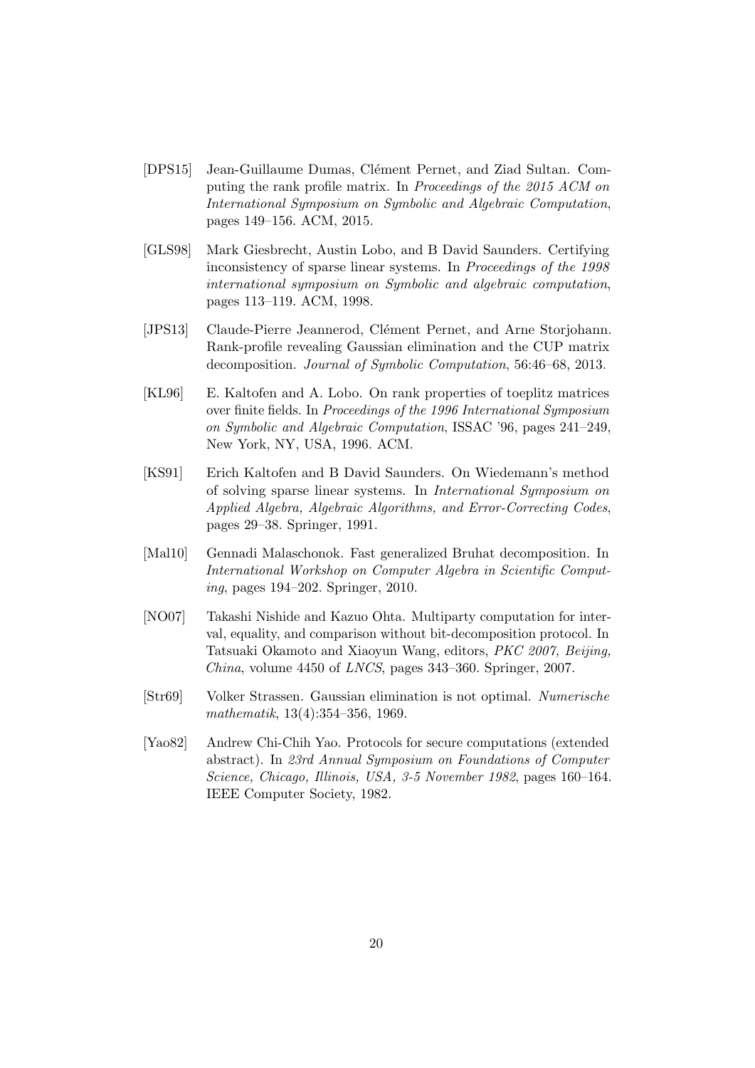[DPS15] Jean-Guillaume Dumas, Clément Pernet, and Ziad Sultan. Computing the rank profile matrix. In *Proceedings of the 2015 ACM on International Symposium on Symbolic and Algebraic Computation*, pages 149–156. ACM, 2015.

[GLS98] Mark Giesbrecht, Austin Lobo, and B David Saunders. Certifying inconsistency of sparse linear systems. In *Proceedings of the 1998 international symposium on Symbolic and algebraic computation*, pages 113–119. ACM, 1998.

[JPS13] Claude-Pierre Jeannerod, Clément Pernet, and Arne Storjohann. Rank-profile revealing Gaussian elimination and the CUP matrix decomposition. *Journal of Symbolic Computation*, 56:46–68, 2013.

[KL96] E. Kaltofen and A. Lobo. On rank properties of toeplitz matrices over finite fields. In *Proceedings of the 1996 International Symposium on Symbolic and Algebraic Computation*, ISSAC '96, pages 241–249, New York, NY, USA, 1996. ACM.

[KS91] Erich Kaltofen and B David Saunders. On Wiedemann's method of solving sparse linear systems. In *International Symposium on Applied Algebra, Algebraic Algorithms, and Error-Correcting Codes*, pages 29–38. Springer, 1991.

[Mal10] Gennadi Malaschonok. Fast generalized Bruhat decomposition. In *International Workshop on Computer Algebra in Scientific Computing*, pages 194–202. Springer, 2010.

[NO07] Takashi Nishide and Kazuo Ohta. Multiparty computation for interval, equality, and comparison without bit-decomposition protocol. In Tatsuaki Okamoto and Xiaoyun Wang, editors, *PKC 2007, Beijing, China*, volume 4450 of *LNCS*, pages 343–360. Springer, 2007.

[Str69] Volker Strassen. Gaussian elimination is not optimal. *Numerische mathematik*, 13(4):354–356, 1969.

[Yao82] Andrew Chi-Chih Yao. Protocols for secure computations (extended abstract). In *23rd Annual Symposium on Foundations of Computer Science, Chicago, Illinois, USA, 3-5 November 1982*, pages 160–164. IEEE Computer Society, 1982.